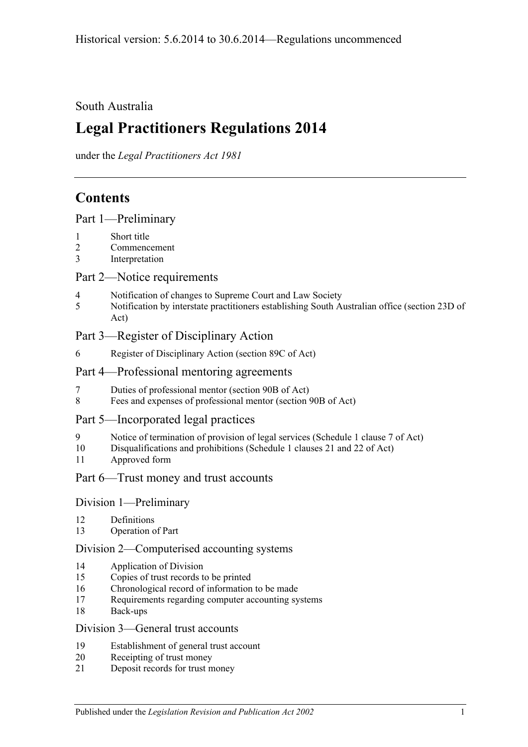Historical version: 5.6.2014 to 30.6.2014—Regulations uncommenced

South Australia

# Legal Practitioners Regulations 2014

under the *Legal Practitioners Act 1981*

## Contents

### Part 1—Preliminary

1 Short title
2 Commencement
3 Interpretation

### Part 2—Notice requirements

4 Notification of changes to Supreme Court and Law Society
5 Notification by interstate practitioners establishing South Australian office (section 23D of Act)

### Part 3—Register of Disciplinary Action

6 Register of Disciplinary Action (section 89C of Act)

### Part 4—Professional mentoring agreements

7 Duties of professional mentor (section 90B of Act)
8 Fees and expenses of professional mentor (section 90B of Act)

### Part 5—Incorporated legal practices

9 Notice of termination of provision of legal services (Schedule 1 clause 7 of Act)
10 Disqualifications and prohibitions (Schedule 1 clauses 21 and 22 of Act)
11 Approved form

### Part 6—Trust money and trust accounts

#### Division 1—Preliminary

12 Definitions
13 Operation of Part

#### Division 2—Computerised accounting systems

14 Application of Division
15 Copies of trust records to be printed
16 Chronological record of information to be made
17 Requirements regarding computer accounting systems
18 Back-ups

#### Division 3—General trust accounts

19 Establishment of general trust account
20 Receipting of trust money
21 Deposit records for trust money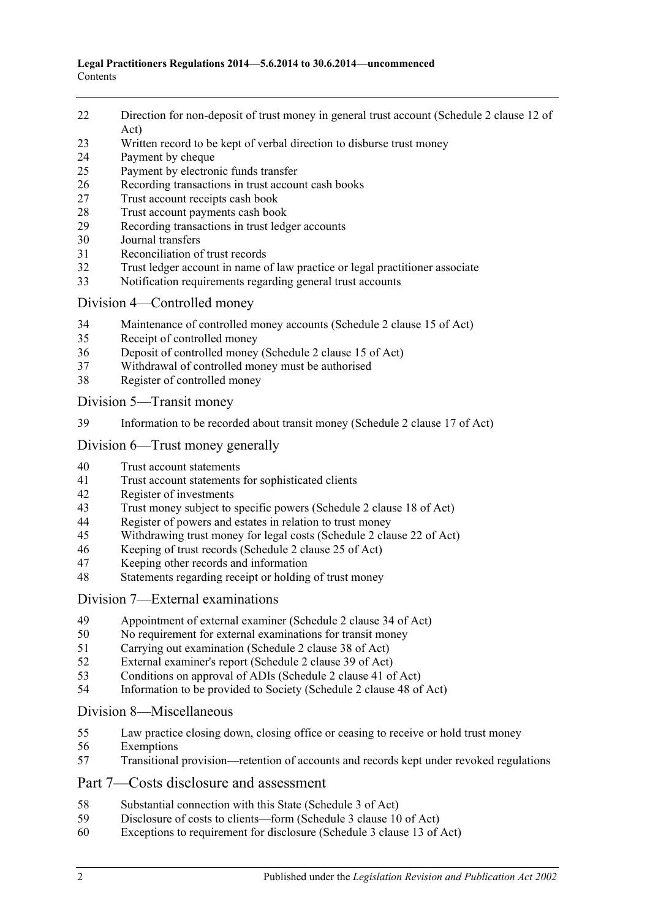22 Direction for non-deposit of trust money in general trust account (Schedule 2 clause 12 of Act)
23 Written record to be kept of verbal direction to disburse trust money
24 Payment by cheque
25 Payment by electronic funds transfer
26 Recording transactions in trust account cash books
27 Trust account receipts cash book
28 Trust account payments cash book
29 Recording transactions in trust ledger accounts
30 Journal transfers
31 Reconciliation of trust records
32 Trust ledger account in name of law practice or legal practitioner associate
33 Notification requirements regarding general trust accounts

## Division 4—Controlled money

34 Maintenance of controlled money accounts (Schedule 2 clause 15 of Act)
35 Receipt of controlled money
36 Deposit of controlled money (Schedule 2 clause 15 of Act)
37 Withdrawal of controlled money must be authorised
38 Register of controlled money

## Division 5—Transit money

39 Information to be recorded about transit money (Schedule 2 clause 17 of Act)

## Division 6—Trust money generally

40 Trust account statements
41 Trust account statements for sophisticated clients
42 Register of investments
43 Trust money subject to specific powers (Schedule 2 clause 18 of Act)
44 Register of powers and estates in relation to trust money
45 Withdrawing trust money for legal costs (Schedule 2 clause 22 of Act)
46 Keeping of trust records (Schedule 2 clause 25 of Act)
47 Keeping other records and information
48 Statements regarding receipt or holding of trust money

## Division 7—External examinations

49 Appointment of external examiner (Schedule 2 clause 34 of Act)
50 No requirement for external examinations for transit money
51 Carrying out examination (Schedule 2 clause 38 of Act)
52 External examiner's report (Schedule 2 clause 39 of Act)
53 Conditions on approval of ADIs (Schedule 2 clause 41 of Act)
54 Information to be provided to Society (Schedule 2 clause 48 of Act)

## Division 8—Miscellaneous

55 Law practice closing down, closing office or ceasing to receive or hold trust money
56 Exemptions
57 Transitional provision—retention of accounts and records kept under revoked regulations

## Part 7—Costs disclosure and assessment

58 Substantial connection with this State (Schedule 3 of Act)
59 Disclosure of costs to clients—form (Schedule 3 clause 10 of Act)
60 Exceptions to requirement for disclosure (Schedule 3 clause 13 of Act)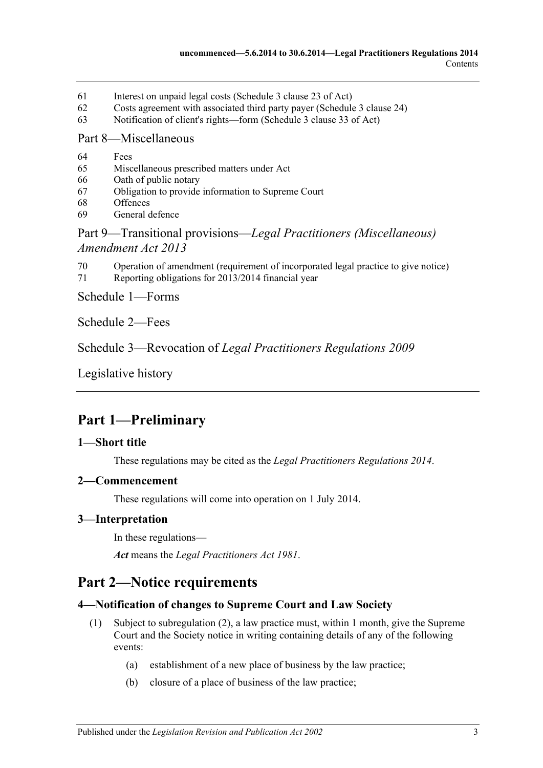61 Interest on unpaid legal costs (Schedule 3 clause 23 of Act)
62 Costs agreement with associated third party payer (Schedule 3 clause 24)
63 Notification of client's rights—form (Schedule 3 clause 33 of Act)

Part 8—Miscellaneous

64 Fees
65 Miscellaneous prescribed matters under Act
66 Oath of public notary
67 Obligation to provide information to Supreme Court
68 Offences
69 General defence

Part 9—Transitional provisions—*Legal Practitioners (Miscellaneous) Amendment Act 2013*

70 Operation of amendment (requirement of incorporated legal practice to give notice)
71 Reporting obligations for 2013/2014 financial year

Schedule 1—Forms

Schedule 2—Fees

Schedule 3—Revocation of *Legal Practitioners Regulations 2009*

Legislative history

# Part 1—Preliminary

### 1—Short title

These regulations may be cited as the *Legal Practitioners Regulations 2014*.

### 2—Commencement

These regulations will come into operation on 1 July 2014.

### 3—Interpretation

In these regulations—

***Act*** means the *Legal Practitioners Act 1981*.

# Part 2—Notice requirements

### 4—Notification of changes to Supreme Court and Law Society

(1) Subject to subregulation (2), a law practice must, within 1 month, give the Supreme Court and the Society notice in writing containing details of any of the following events:

(a) establishment of a new place of business by the law practice;

(b) closure of a place of business of the law practice;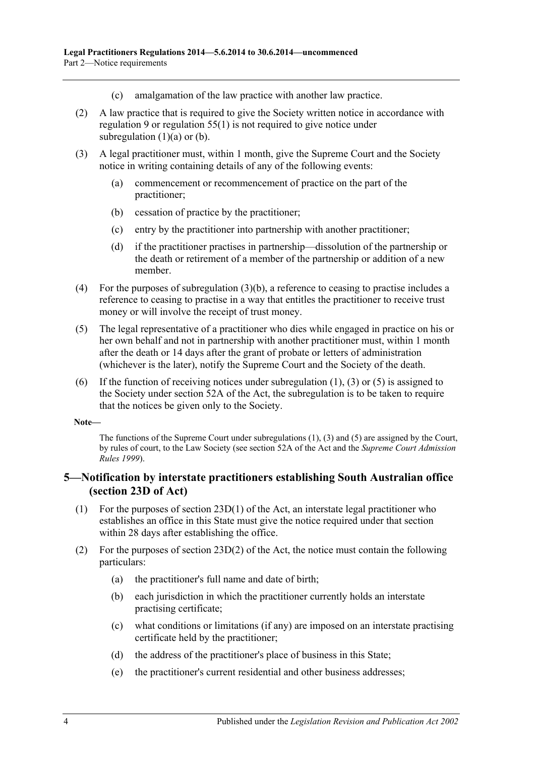(c) amalgamation of the law practice with another law practice.

(2) A law practice that is required to give the Society written notice in accordance with regulation 9 or regulation 55(1) is not required to give notice under subregulation (1)(a) or (b).

(3) A legal practitioner must, within 1 month, give the Supreme Court and the Society notice in writing containing details of any of the following events:

(a) commencement or recommencement of practice on the part of the practitioner;

(b) cessation of practice by the practitioner;

(c) entry by the practitioner into partnership with another practitioner;

(d) if the practitioner practises in partnership—dissolution of the partnership or the death or retirement of a member of the partnership or addition of a new member.

(4) For the purposes of subregulation (3)(b), a reference to ceasing to practise includes a reference to ceasing to practise in a way that entitles the practitioner to receive trust money or will involve the receipt of trust money.

(5) The legal representative of a practitioner who dies while engaged in practice on his or her own behalf and not in partnership with another practitioner must, within 1 month after the death or 14 days after the grant of probate or letters of administration (whichever is the later), notify the Supreme Court and the Society of the death.

(6) If the function of receiving notices under subregulation (1), (3) or (5) is assigned to the Society under section 52A of the Act, the subregulation is to be taken to require that the notices be given only to the Society.

**Note—**

The functions of the Supreme Court under subregulations (1), (3) and (5) are assigned by the Court, by rules of court, to the Law Society (see section 52A of the Act and the *Supreme Court Admission Rules 1999*).

## 5—Notification by interstate practitioners establishing South Australian office (section 23D of Act)

(1) For the purposes of section 23D(1) of the Act, an interstate legal practitioner who establishes an office in this State must give the notice required under that section within 28 days after establishing the office.

(2) For the purposes of section 23D(2) of the Act, the notice must contain the following particulars:

(a) the practitioner's full name and date of birth;

(b) each jurisdiction in which the practitioner currently holds an interstate practising certificate;

(c) what conditions or limitations (if any) are imposed on an interstate practising certificate held by the practitioner;

(d) the address of the practitioner's place of business in this State;

(e) the practitioner's current residential and other business addresses;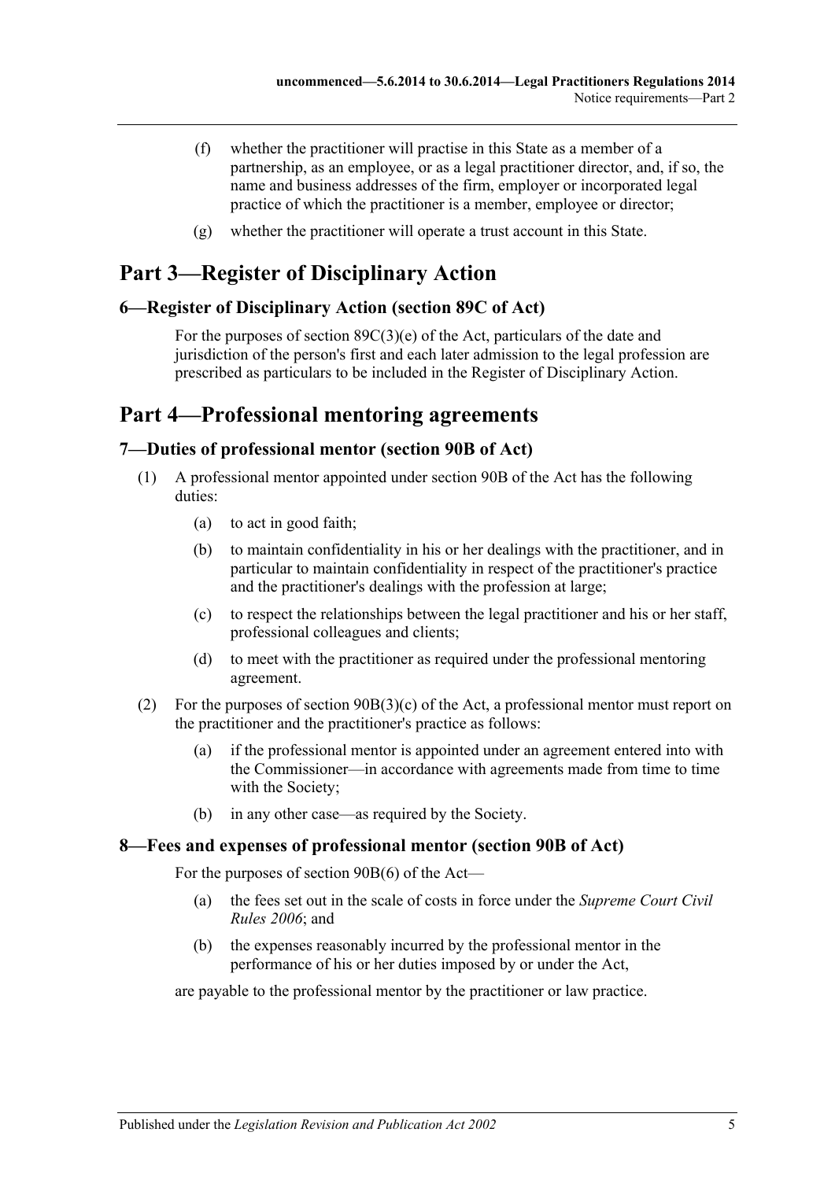(f) whether the practitioner will practise in this State as a member of a partnership, as an employee, or as a legal practitioner director, and, if so, the name and business addresses of the firm, employer or incorporated legal practice of which the practitioner is a member, employee or director;

(g) whether the practitioner will operate a trust account in this State.

# Part 3—Register of Disciplinary Action

## 6—Register of Disciplinary Action (section 89C of Act)

For the purposes of section 89C(3)(e) of the Act, particulars of the date and jurisdiction of the person's first and each later admission to the legal profession are prescribed as particulars to be included in the Register of Disciplinary Action.

# Part 4—Professional mentoring agreements

## 7—Duties of professional mentor (section 90B of Act)

(1) A professional mentor appointed under section 90B of the Act has the following duties:

(a) to act in good faith;

(b) to maintain confidentiality in his or her dealings with the practitioner, and in particular to maintain confidentiality in respect of the practitioner's practice and the practitioner's dealings with the profession at large;

(c) to respect the relationships between the legal practitioner and his or her staff, professional colleagues and clients;

(d) to meet with the practitioner as required under the professional mentoring agreement.

(2) For the purposes of section 90B(3)(c) of the Act, a professional mentor must report on the practitioner and the practitioner's practice as follows:

(a) if the professional mentor is appointed under an agreement entered into with the Commissioner—in accordance with agreements made from time to time with the Society;

(b) in any other case—as required by the Society.

## 8—Fees and expenses of professional mentor (section 90B of Act)

For the purposes of section 90B(6) of the Act—

(a) the fees set out in the scale of costs in force under the *Supreme Court Civil Rules 2006*; and

(b) the expenses reasonably incurred by the professional mentor in the performance of his or her duties imposed by or under the Act,

are payable to the professional mentor by the practitioner or law practice.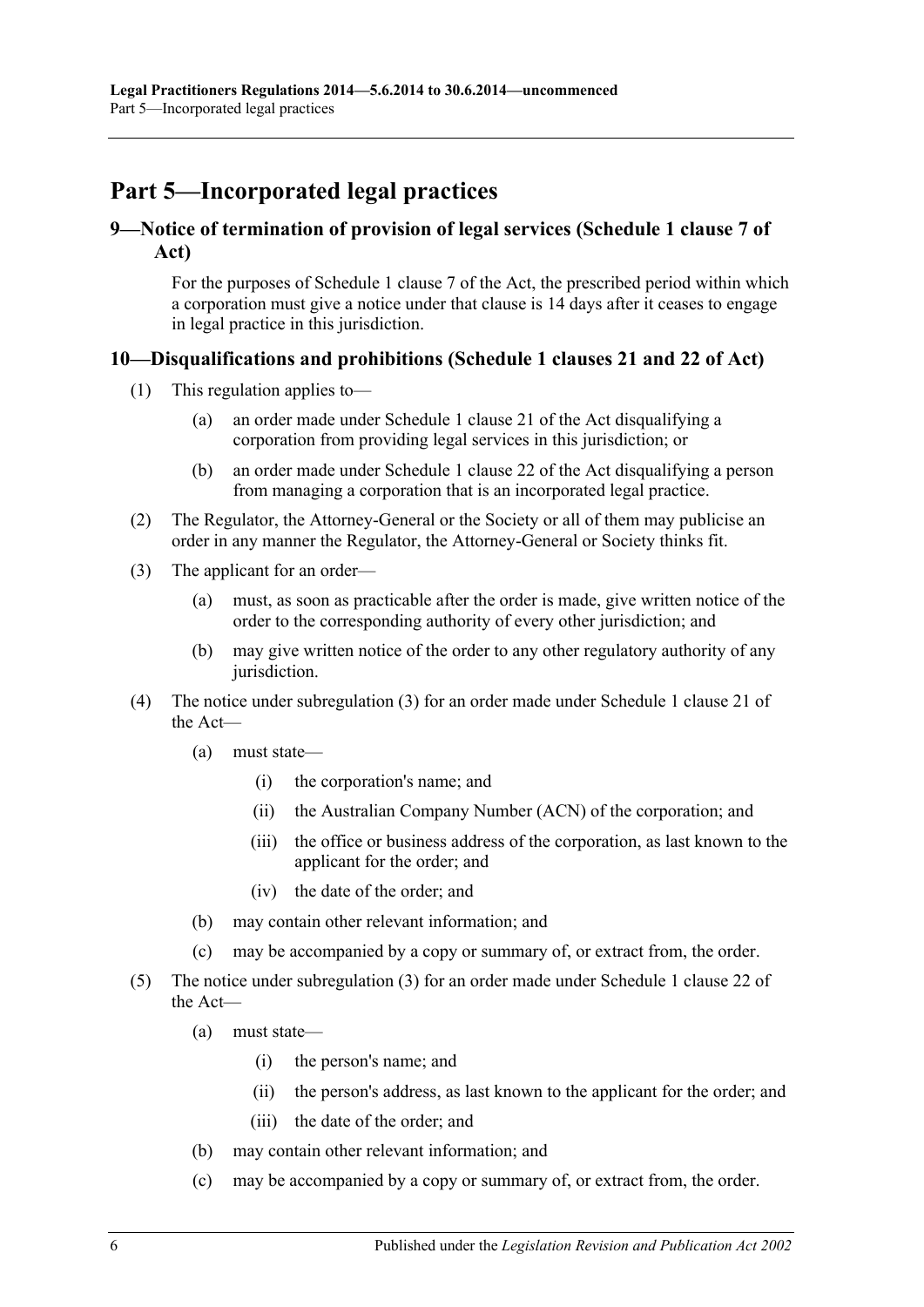# Part 5—Incorporated legal practices

## 9—Notice of termination of provision of legal services (Schedule 1 clause 7 of Act)

For the purposes of Schedule 1 clause 7 of the Act, the prescribed period within which a corporation must give a notice under that clause is 14 days after it ceases to engage in legal practice in this jurisdiction.

## 10—Disqualifications and prohibitions (Schedule 1 clauses 21 and 22 of Act)

(1) This regulation applies to—

- (a) an order made under Schedule 1 clause 21 of the Act disqualifying a corporation from providing legal services in this jurisdiction; or
- (b) an order made under Schedule 1 clause 22 of the Act disqualifying a person from managing a corporation that is an incorporated legal practice.

(2) The Regulator, the Attorney-General or the Society or all of them may publicise an order in any manner the Regulator, the Attorney-General or Society thinks fit.

(3) The applicant for an order—

- (a) must, as soon as practicable after the order is made, give written notice of the order to the corresponding authority of every other jurisdiction; and
- (b) may give written notice of the order to any other regulatory authority of any jurisdiction.

(4) The notice under subregulation (3) for an order made under Schedule 1 clause 21 of the Act—

- (a) must state—
    - (i) the corporation's name; and
    - (ii) the Australian Company Number (ACN) of the corporation; and
    - (iii) the office or business address of the corporation, as last known to the applicant for the order; and
    - (iv) the date of the order; and
- (b) may contain other relevant information; and
- (c) may be accompanied by a copy or summary of, or extract from, the order.

(5) The notice under subregulation (3) for an order made under Schedule 1 clause 22 of the Act—

- (a) must state—
    - (i) the person's name; and
    - (ii) the person's address, as last known to the applicant for the order; and
    - (iii) the date of the order; and
- (b) may contain other relevant information; and
- (c) may be accompanied by a copy or summary of, or extract from, the order.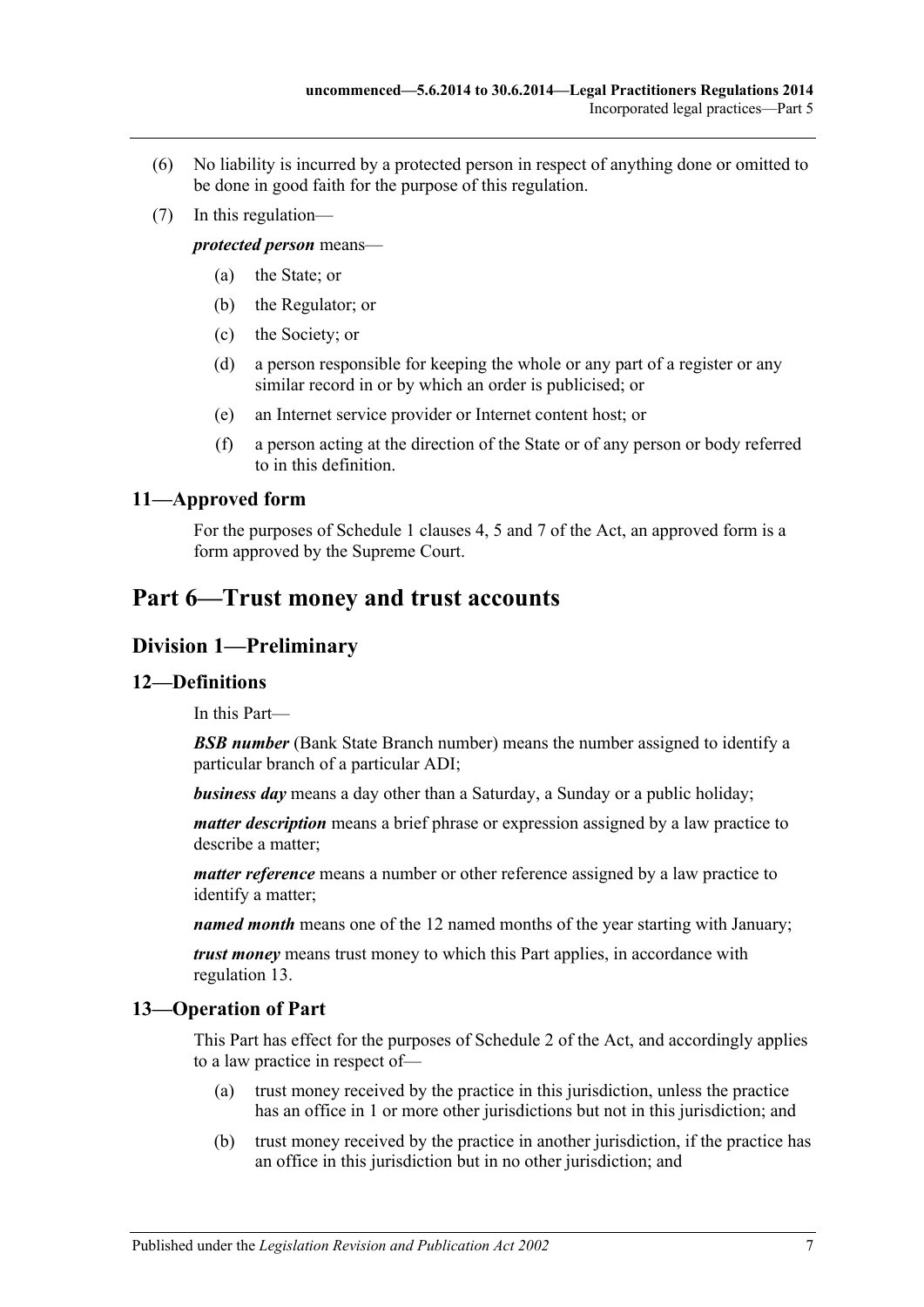(6) No liability is incurred by a protected person in respect of anything done or omitted to be done in good faith for the purpose of this regulation.

(7) In this regulation—

***protected person*** means—

(a) the State; or

(b) the Regulator; or

(c) the Society; or

(d) a person responsible for keeping the whole or any part of a register or any similar record in or by which an order is publicised; or

(e) an Internet service provider or Internet content host; or

(f) a person acting at the direction of the State or of any person or body referred to in this definition.

### 11—Approved form

For the purposes of Schedule 1 clauses 4, 5 and 7 of the Act, an approved form is a form approved by the Supreme Court.

# Part 6—Trust money and trust accounts

## Division 1—Preliminary

### 12—Definitions

In this Part—

***BSB number*** (Bank State Branch number) means the number assigned to identify a particular branch of a particular ADI;

***business day*** means a day other than a Saturday, a Sunday or a public holiday;

***matter description*** means a brief phrase or expression assigned by a law practice to describe a matter;

***matter reference*** means a number or other reference assigned by a law practice to identify a matter;

***named month*** means one of the 12 named months of the year starting with January;

***trust money*** means trust money to which this Part applies, in accordance with regulation 13.

### 13—Operation of Part

This Part has effect for the purposes of Schedule 2 of the Act, and accordingly applies to a law practice in respect of—

(a) trust money received by the practice in this jurisdiction, unless the practice has an office in 1 or more other jurisdictions but not in this jurisdiction; and

(b) trust money received by the practice in another jurisdiction, if the practice has an office in this jurisdiction but in no other jurisdiction; and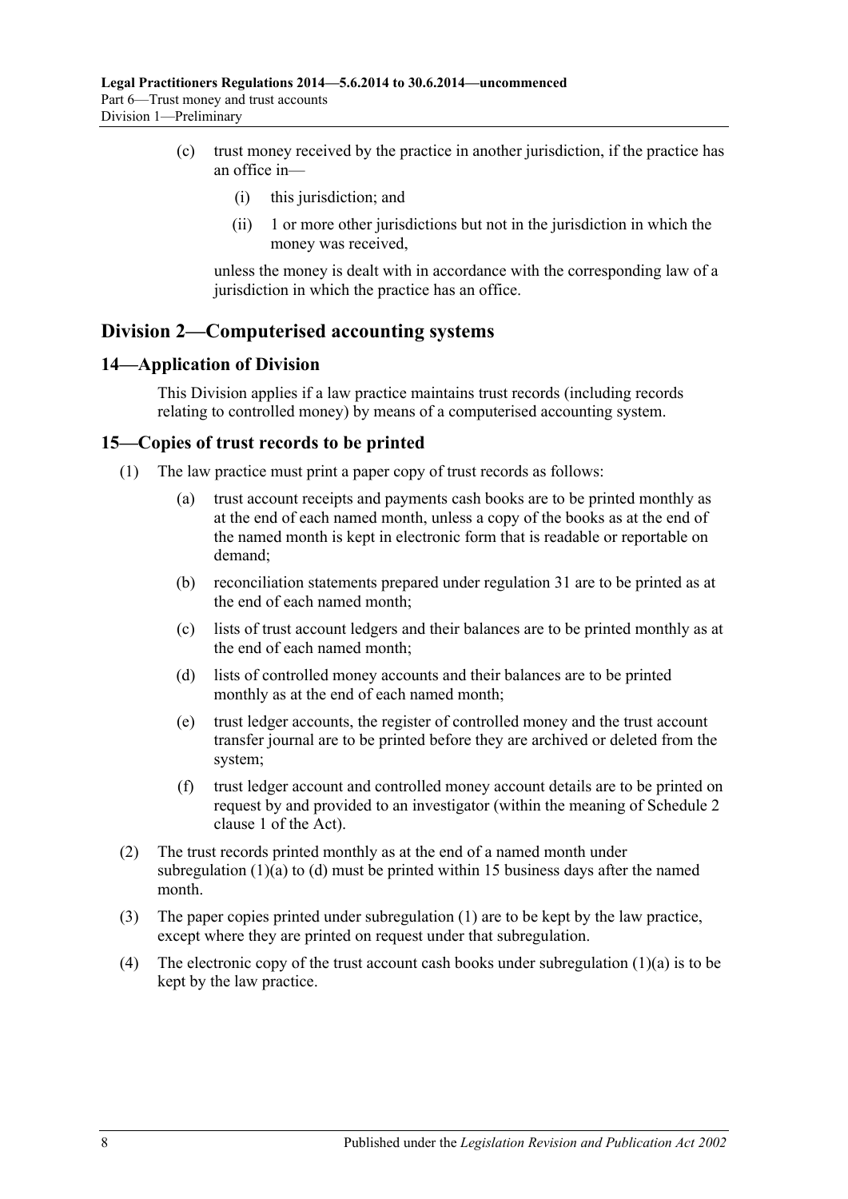(c) trust money received by the practice in another jurisdiction, if the practice has an office in—

(i) this jurisdiction; and

(ii) 1 or more other jurisdictions but not in the jurisdiction in which the money was received,

unless the money is dealt with in accordance with the corresponding law of a jurisdiction in which the practice has an office.

## Division 2—Computerised accounting systems

### 14—Application of Division

This Division applies if a law practice maintains trust records (including records relating to controlled money) by means of a computerised accounting system.

### 15—Copies of trust records to be printed

(1) The law practice must print a paper copy of trust records as follows:

(a) trust account receipts and payments cash books are to be printed monthly as at the end of each named month, unless a copy of the books as at the end of the named month is kept in electronic form that is readable or reportable on demand;

(b) reconciliation statements prepared under regulation 31 are to be printed as at the end of each named month;

(c) lists of trust account ledgers and their balances are to be printed monthly as at the end of each named month;

(d) lists of controlled money accounts and their balances are to be printed monthly as at the end of each named month;

(e) trust ledger accounts, the register of controlled money and the trust account transfer journal are to be printed before they are archived or deleted from the system;

(f) trust ledger account and controlled money account details are to be printed on request by and provided to an investigator (within the meaning of Schedule 2 clause 1 of the Act).

(2) The trust records printed monthly as at the end of a named month under subregulation (1)(a) to (d) must be printed within 15 business days after the named month.

(3) The paper copies printed under subregulation (1) are to be kept by the law practice, except where they are printed on request under that subregulation.

(4) The electronic copy of the trust account cash books under subregulation (1)(a) is to be kept by the law practice.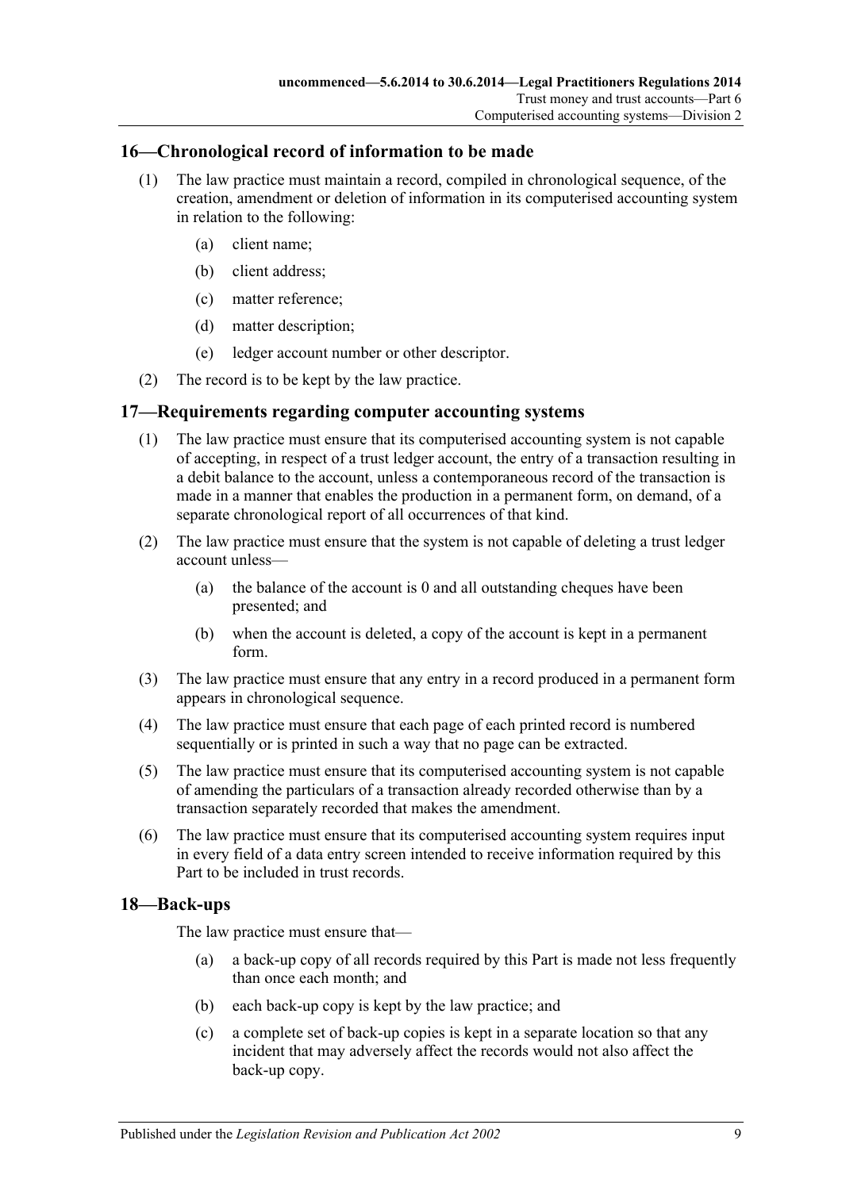## 16—Chronological record of information to be made

(1) The law practice must maintain a record, compiled in chronological sequence, of the creation, amendment or deletion of information in its computerised accounting system in relation to the following:

- (a) client name;
- (b) client address;
- (c) matter reference;
- (d) matter description;
- (e) ledger account number or other descriptor.

(2) The record is to be kept by the law practice.

## 17—Requirements regarding computer accounting systems

(1) The law practice must ensure that its computerised accounting system is not capable of accepting, in respect of a trust ledger account, the entry of a transaction resulting in a debit balance to the account, unless a contemporaneous record of the transaction is made in a manner that enables the production in a permanent form, on demand, of a separate chronological report of all occurrences of that kind.

(2) The law practice must ensure that the system is not capable of deleting a trust ledger account unless—

- (a) the balance of the account is 0 and all outstanding cheques have been presented; and
- (b) when the account is deleted, a copy of the account is kept in a permanent form.

(3) The law practice must ensure that any entry in a record produced in a permanent form appears in chronological sequence.

(4) The law practice must ensure that each page of each printed record is numbered sequentially or is printed in such a way that no page can be extracted.

(5) The law practice must ensure that its computerised accounting system is not capable of amending the particulars of a transaction already recorded otherwise than by a transaction separately recorded that makes the amendment.

(6) The law practice must ensure that its computerised accounting system requires input in every field of a data entry screen intended to receive information required by this Part to be included in trust records.

## 18—Back-ups

The law practice must ensure that—

- (a) a back-up copy of all records required by this Part is made not less frequently than once each month; and
- (b) each back-up copy is kept by the law practice; and
- (c) a complete set of back-up copies is kept in a separate location so that any incident that may adversely affect the records would not also affect the back-up copy.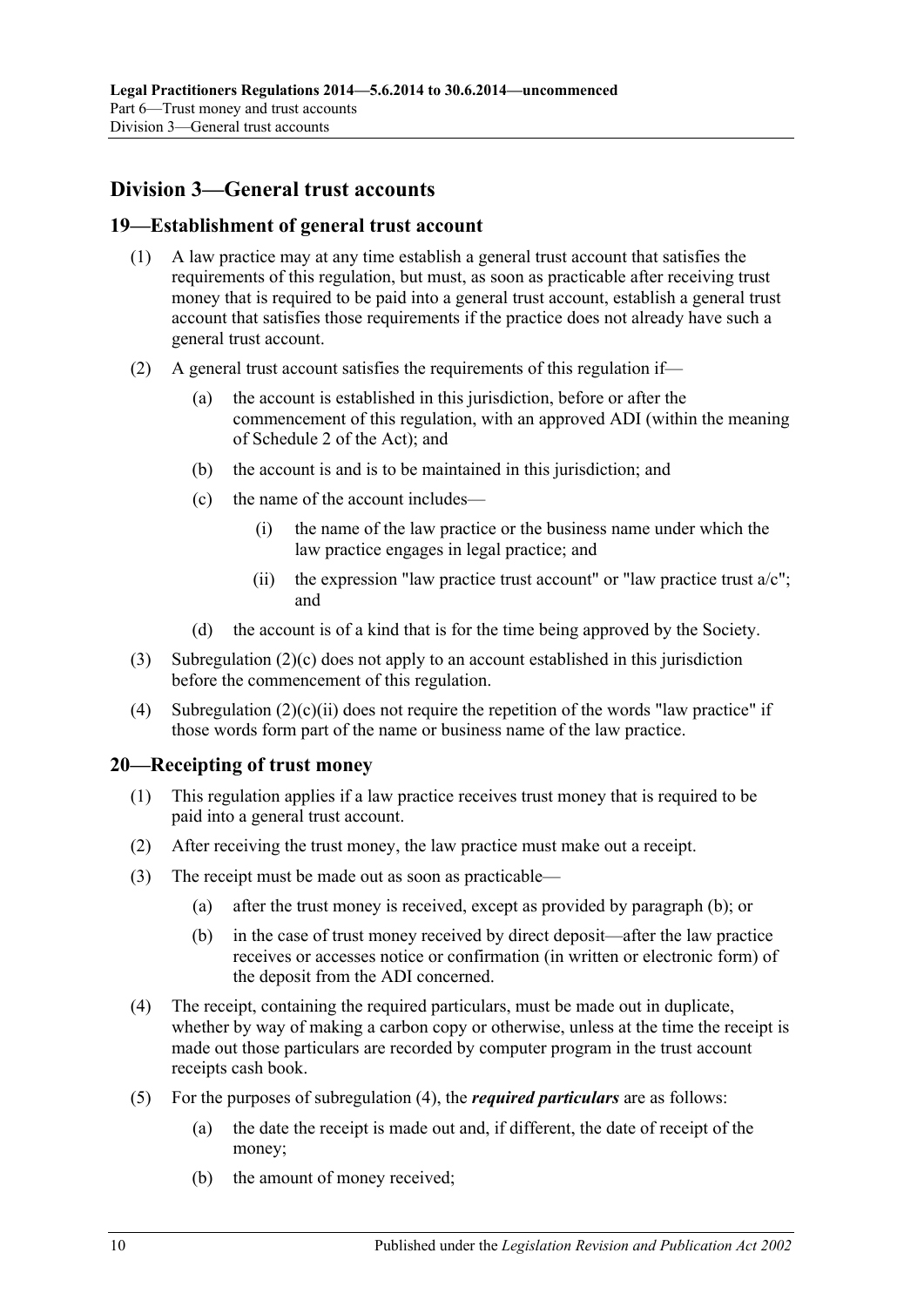## Division 3—General trust accounts

### 19—Establishment of general trust account

(1) A law practice may at any time establish a general trust account that satisfies the requirements of this regulation, but must, as soon as practicable after receiving trust money that is required to be paid into a general trust account, establish a general trust account that satisfies those requirements if the practice does not already have such a general trust account.

(2) A general trust account satisfies the requirements of this regulation if—

- (a) the account is established in this jurisdiction, before or after the commencement of this regulation, with an approved ADI (within the meaning of Schedule 2 of the Act); and
- (b) the account is and is to be maintained in this jurisdiction; and
- (c) the name of the account includes—
  - (i) the name of the law practice or the business name under which the law practice engages in legal practice; and
  - (ii) the expression "law practice trust account" or "law practice trust a/c"; and
- (d) the account is of a kind that is for the time being approved by the Society.

(3) Subregulation (2)(c) does not apply to an account established in this jurisdiction before the commencement of this regulation.

(4) Subregulation (2)(c)(ii) does not require the repetition of the words "law practice" if those words form part of the name or business name of the law practice.

### 20—Receipting of trust money

(1) This regulation applies if a law practice receives trust money that is required to be paid into a general trust account.

(2) After receiving the trust money, the law practice must make out a receipt.

(3) The receipt must be made out as soon as practicable—

- (a) after the trust money is received, except as provided by paragraph (b); or
- (b) in the case of trust money received by direct deposit—after the law practice receives or accesses notice or confirmation (in written or electronic form) of the deposit from the ADI concerned.

(4) The receipt, containing the required particulars, must be made out in duplicate, whether by way of making a carbon copy or otherwise, unless at the time the receipt is made out those particulars are recorded by computer program in the trust account receipts cash book.

(5) For the purposes of subregulation (4), the ***required particulars*** are as follows:

- (a) the date the receipt is made out and, if different, the date of receipt of the money;
- (b) the amount of money received;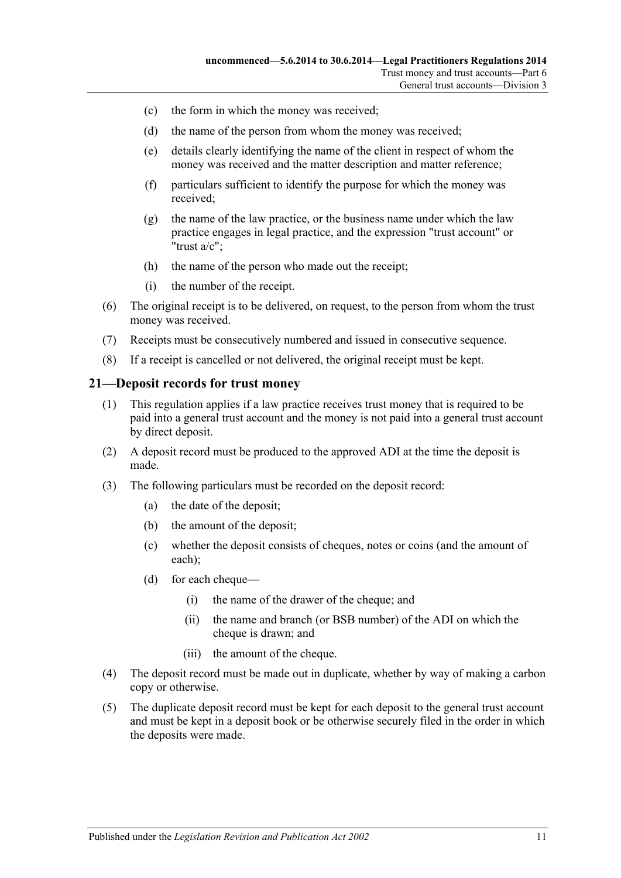- (c) the form in which the money was received;
- (d) the name of the person from whom the money was received;
- (e) details clearly identifying the name of the client in respect of whom the money was received and the matter description and matter reference;
- (f) particulars sufficient to identify the purpose for which the money was received;
- (g) the name of the law practice, or the business name under which the law practice engages in legal practice, and the expression "trust account" or "trust a/c";
- (h) the name of the person who made out the receipt;
- (i) the number of the receipt.

(6) The original receipt is to be delivered, on request, to the person from whom the trust money was received.

(7) Receipts must be consecutively numbered and issued in consecutive sequence.

(8) If a receipt is cancelled or not delivered, the original receipt must be kept.

## 21—Deposit records for trust money

(1) This regulation applies if a law practice receives trust money that is required to be paid into a general trust account and the money is not paid into a general trust account by direct deposit.

(2) A deposit record must be produced to the approved ADI at the time the deposit is made.

(3) The following particulars must be recorded on the deposit record:

- (a) the date of the deposit;
- (b) the amount of the deposit;
- (c) whether the deposit consists of cheques, notes or coins (and the amount of each);
- (d) for each cheque—
  - (i) the name of the drawer of the cheque; and
  - (ii) the name and branch (or BSB number) of the ADI on which the cheque is drawn; and
  - (iii) the amount of the cheque.

(4) The deposit record must be made out in duplicate, whether by way of making a carbon copy or otherwise.

(5) The duplicate deposit record must be kept for each deposit to the general trust account and must be kept in a deposit book or be otherwise securely filed in the order in which the deposits were made.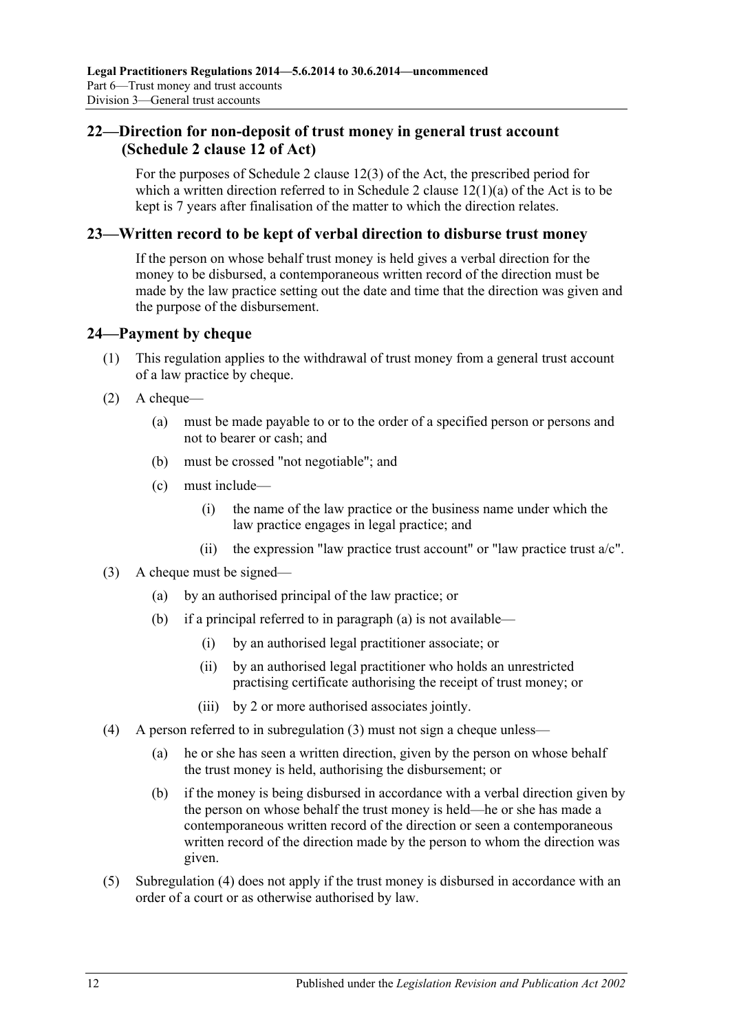## 22—Direction for non-deposit of trust money in general trust account (Schedule 2 clause 12 of Act)

For the purposes of Schedule 2 clause 12(3) of the Act, the prescribed period for which a written direction referred to in Schedule 2 clause 12(1)(a) of the Act is to be kept is 7 years after finalisation of the matter to which the direction relates.

## 23—Written record to be kept of verbal direction to disburse trust money

If the person on whose behalf trust money is held gives a verbal direction for the money to be disbursed, a contemporaneous written record of the direction must be made by the law practice setting out the date and time that the direction was given and the purpose of the disbursement.

## 24—Payment by cheque

(1) This regulation applies to the withdrawal of trust money from a general trust account of a law practice by cheque.

(2) A cheque—

(a) must be made payable to or to the order of a specified person or persons and not to bearer or cash; and

(b) must be crossed "not negotiable"; and

(c) must include—

(i) the name of the law practice or the business name under which the law practice engages in legal practice; and

(ii) the expression "law practice trust account" or "law practice trust a/c".

(3) A cheque must be signed—

(a) by an authorised principal of the law practice; or

(b) if a principal referred to in paragraph (a) is not available—

(i) by an authorised legal practitioner associate; or

(ii) by an authorised legal practitioner who holds an unrestricted practising certificate authorising the receipt of trust money; or

(iii) by 2 or more authorised associates jointly.

(4) A person referred to in subregulation (3) must not sign a cheque unless—

(a) he or she has seen a written direction, given by the person on whose behalf the trust money is held, authorising the disbursement; or

(b) if the money is being disbursed in accordance with a verbal direction given by the person on whose behalf the trust money is held—he or she has made a contemporaneous written record of the direction or seen a contemporaneous written record of the direction made by the person to whom the direction was given.

(5) Subregulation (4) does not apply if the trust money is disbursed in accordance with an order of a court or as otherwise authorised by law.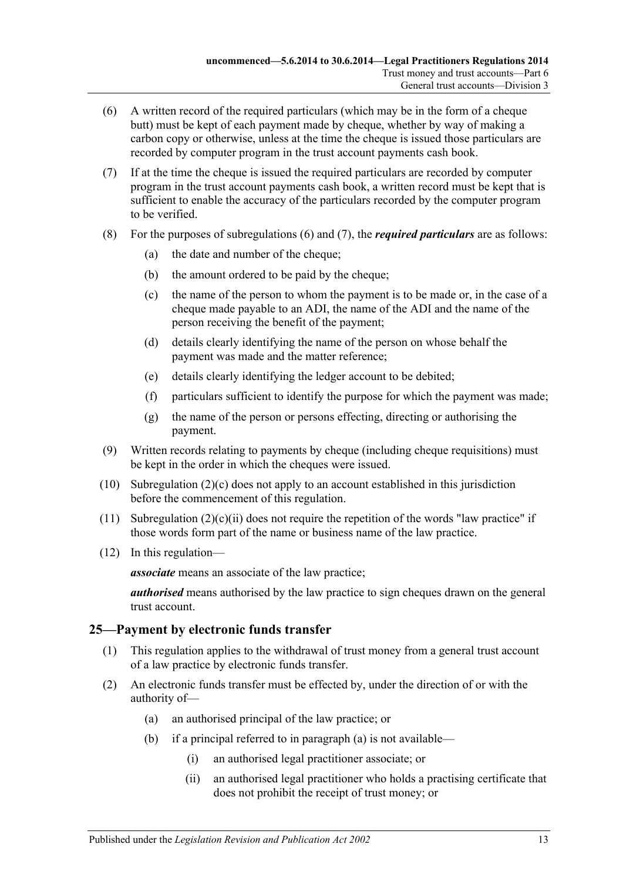(6) A written record of the required particulars (which may be in the form of a cheque butt) must be kept of each payment made by cheque, whether by way of making a carbon copy or otherwise, unless at the time the cheque is issued those particulars are recorded by computer program in the trust account payments cash book.

(7) If at the time the cheque is issued the required particulars are recorded by computer program in the trust account payments cash book, a written record must be kept that is sufficient to enable the accuracy of the particulars recorded by the computer program to be verified.

(8) For the purposes of subregulations (6) and (7), the ***required particulars*** are as follows:

- (a) the date and number of the cheque;
- (b) the amount ordered to be paid by the cheque;
- (c) the name of the person to whom the payment is to be made or, in the case of a cheque made payable to an ADI, the name of the ADI and the name of the person receiving the benefit of the payment;
- (d) details clearly identifying the name of the person on whose behalf the payment was made and the matter reference;
- (e) details clearly identifying the ledger account to be debited;
- (f) particulars sufficient to identify the purpose for which the payment was made;
- (g) the name of the person or persons effecting, directing or authorising the payment.

(9) Written records relating to payments by cheque (including cheque requisitions) must be kept in the order in which the cheques were issued.

(10) Subregulation (2)(c) does not apply to an account established in this jurisdiction before the commencement of this regulation.

(11) Subregulation (2)(c)(ii) does not require the repetition of the words "law practice" if those words form part of the name or business name of the law practice.

(12) In this regulation—

***associate*** means an associate of the law practice;

***authorised*** means authorised by the law practice to sign cheques drawn on the general trust account.

## 25—Payment by electronic funds transfer

(1) This regulation applies to the withdrawal of trust money from a general trust account of a law practice by electronic funds transfer.

(2) An electronic funds transfer must be effected by, under the direction of or with the authority of—

- (a) an authorised principal of the law practice; or
- (b) if a principal referred to in paragraph (a) is not available—
  - (i) an authorised legal practitioner associate; or
  - (ii) an authorised legal practitioner who holds a practising certificate that does not prohibit the receipt of trust money; or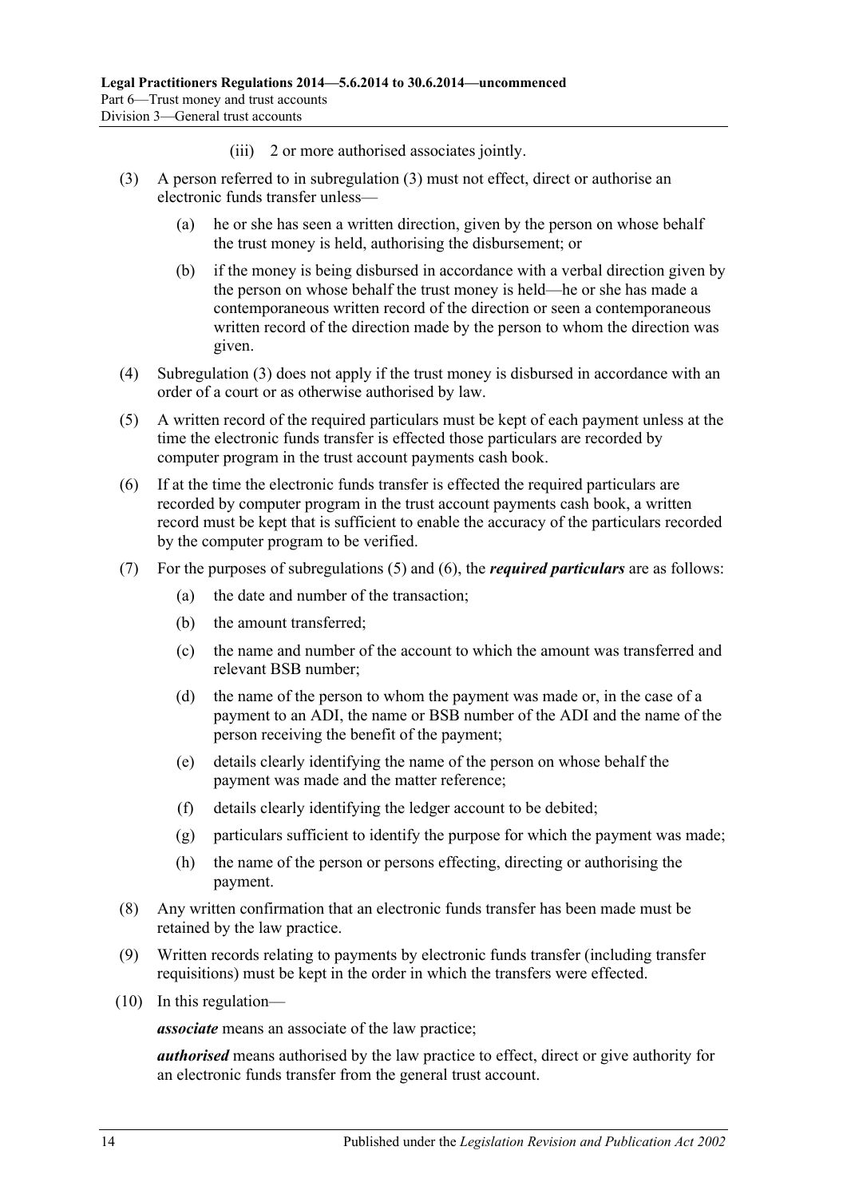(iii) 2 or more authorised associates jointly.

(3) A person referred to in subregulation (3) must not effect, direct or authorise an electronic funds transfer unless—

(a) he or she has seen a written direction, given by the person on whose behalf the trust money is held, authorising the disbursement; or

(b) if the money is being disbursed in accordance with a verbal direction given by the person on whose behalf the trust money is held—he or she has made a contemporaneous written record of the direction or seen a contemporaneous written record of the direction made by the person to whom the direction was given.

(4) Subregulation (3) does not apply if the trust money is disbursed in accordance with an order of a court or as otherwise authorised by law.

(5) A written record of the required particulars must be kept of each payment unless at the time the electronic funds transfer is effected those particulars are recorded by computer program in the trust account payments cash book.

(6) If at the time the electronic funds transfer is effected the required particulars are recorded by computer program in the trust account payments cash book, a written record must be kept that is sufficient to enable the accuracy of the particulars recorded by the computer program to be verified.

(7) For the purposes of subregulations (5) and (6), the ***required particulars*** are as follows:

(a) the date and number of the transaction;

(b) the amount transferred;

(c) the name and number of the account to which the amount was transferred and relevant BSB number;

(d) the name of the person to whom the payment was made or, in the case of a payment to an ADI, the name or BSB number of the ADI and the name of the person receiving the benefit of the payment;

(e) details clearly identifying the name of the person on whose behalf the payment was made and the matter reference;

(f) details clearly identifying the ledger account to be debited;

(g) particulars sufficient to identify the purpose for which the payment was made;

(h) the name of the person or persons effecting, directing or authorising the payment.

(8) Any written confirmation that an electronic funds transfer has been made must be retained by the law practice.

(9) Written records relating to payments by electronic funds transfer (including transfer requisitions) must be kept in the order in which the transfers were effected.

(10) In this regulation—

***associate*** means an associate of the law practice;

***authorised*** means authorised by the law practice to effect, direct or give authority for an electronic funds transfer from the general trust account.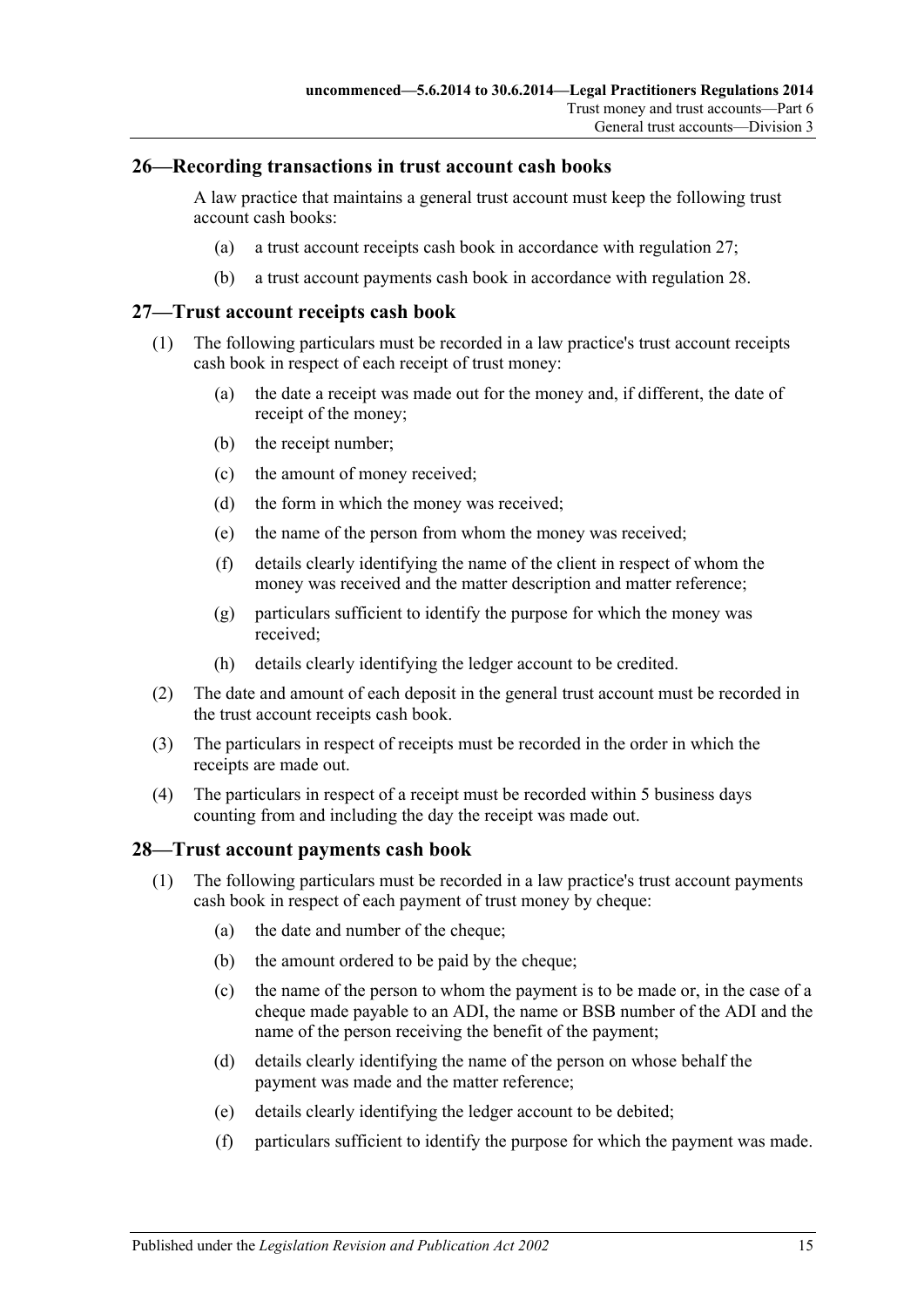## 26—Recording transactions in trust account cash books

A law practice that maintains a general trust account must keep the following trust account cash books:

(a) a trust account receipts cash book in accordance with regulation 27;

(b) a trust account payments cash book in accordance with regulation 28.

## 27—Trust account receipts cash book

(1) The following particulars must be recorded in a law practice's trust account receipts cash book in respect of each receipt of trust money:

(a) the date a receipt was made out for the money and, if different, the date of receipt of the money;

(b) the receipt number;

(c) the amount of money received;

(d) the form in which the money was received;

(e) the name of the person from whom the money was received;

(f) details clearly identifying the name of the client in respect of whom the money was received and the matter description and matter reference;

(g) particulars sufficient to identify the purpose for which the money was received;

(h) details clearly identifying the ledger account to be credited.

(2) The date and amount of each deposit in the general trust account must be recorded in the trust account receipts cash book.

(3) The particulars in respect of receipts must be recorded in the order in which the receipts are made out.

(4) The particulars in respect of a receipt must be recorded within 5 business days counting from and including the day the receipt was made out.

## 28—Trust account payments cash book

(1) The following particulars must be recorded in a law practice's trust account payments cash book in respect of each payment of trust money by cheque:

(a) the date and number of the cheque;

(b) the amount ordered to be paid by the cheque;

(c) the name of the person to whom the payment is to be made or, in the case of a cheque made payable to an ADI, the name or BSB number of the ADI and the name of the person receiving the benefit of the payment;

(d) details clearly identifying the name of the person on whose behalf the payment was made and the matter reference;

(e) details clearly identifying the ledger account to be debited;

(f) particulars sufficient to identify the purpose for which the payment was made.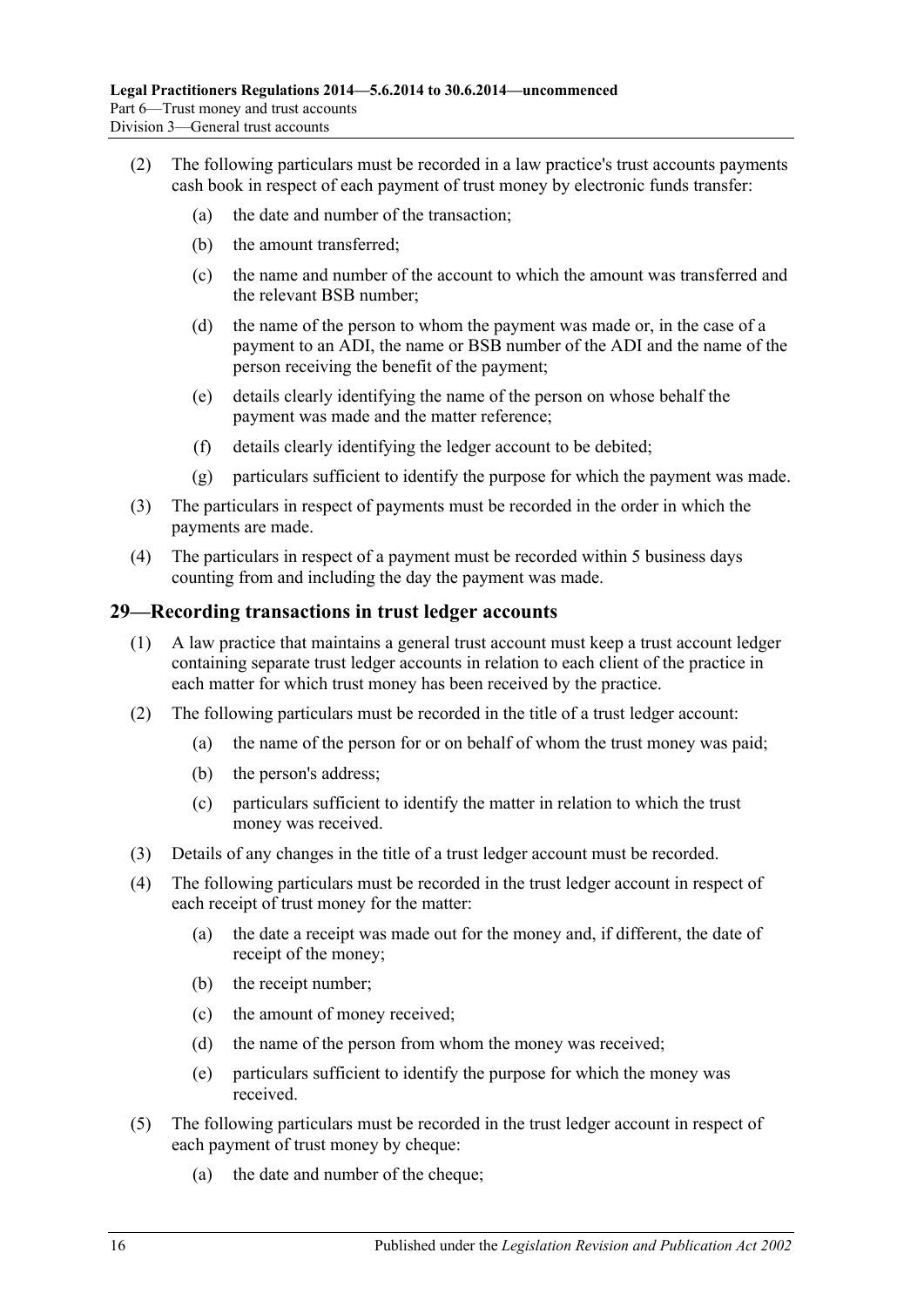(2) The following particulars must be recorded in a law practice's trust accounts payments cash book in respect of each payment of trust money by electronic funds transfer:

(a) the date and number of the transaction;

(b) the amount transferred;

(c) the name and number of the account to which the amount was transferred and the relevant BSB number;

(d) the name of the person to whom the payment was made or, in the case of a payment to an ADI, the name or BSB number of the ADI and the name of the person receiving the benefit of the payment;

(e) details clearly identifying the name of the person on whose behalf the payment was made and the matter reference;

(f) details clearly identifying the ledger account to be debited;

(g) particulars sufficient to identify the purpose for which the payment was made.

(3) The particulars in respect of payments must be recorded in the order in which the payments are made.

(4) The particulars in respect of a payment must be recorded within 5 business days counting from and including the day the payment was made.

## 29—Recording transactions in trust ledger accounts

(1) A law practice that maintains a general trust account must keep a trust account ledger containing separate trust ledger accounts in relation to each client of the practice in each matter for which trust money has been received by the practice.

(2) The following particulars must be recorded in the title of a trust ledger account:

(a) the name of the person for or on behalf of whom the trust money was paid;

(b) the person's address;

(c) particulars sufficient to identify the matter in relation to which the trust money was received.

(3) Details of any changes in the title of a trust ledger account must be recorded.

(4) The following particulars must be recorded in the trust ledger account in respect of each receipt of trust money for the matter:

(a) the date a receipt was made out for the money and, if different, the date of receipt of the money;

(b) the receipt number;

(c) the amount of money received;

(d) the name of the person from whom the money was received;

(e) particulars sufficient to identify the purpose for which the money was received.

(5) The following particulars must be recorded in the trust ledger account in respect of each payment of trust money by cheque:

(a) the date and number of the cheque;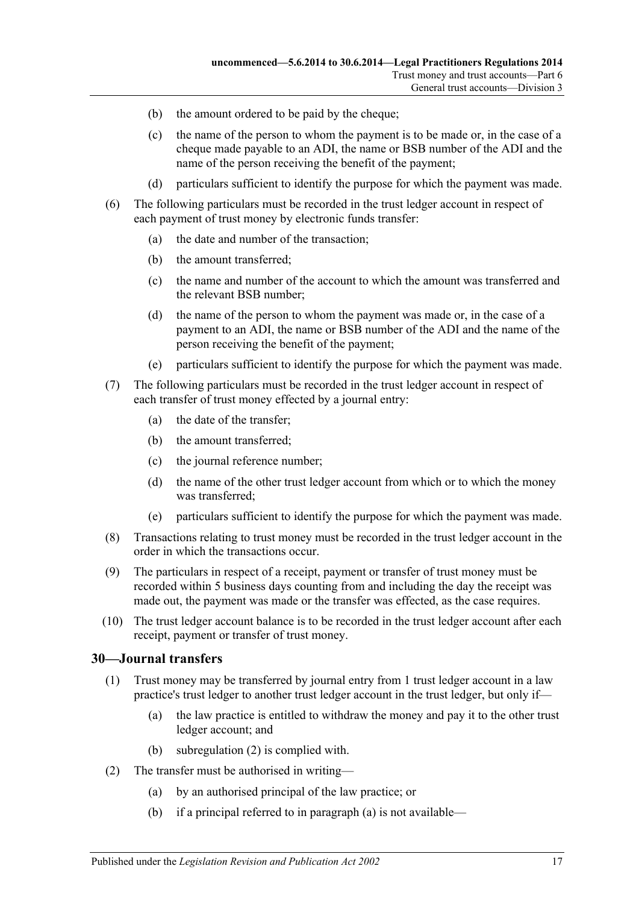(b) the amount ordered to be paid by the cheque;

(c) the name of the person to whom the payment is to be made or, in the case of a cheque made payable to an ADI, the name or BSB number of the ADI and the name of the person receiving the benefit of the payment;

(d) particulars sufficient to identify the purpose for which the payment was made.

(6) The following particulars must be recorded in the trust ledger account in respect of each payment of trust money by electronic funds transfer:

(a) the date and number of the transaction;

(b) the amount transferred;

(c) the name and number of the account to which the amount was transferred and the relevant BSB number;

(d) the name of the person to whom the payment was made or, in the case of a payment to an ADI, the name or BSB number of the ADI and the name of the person receiving the benefit of the payment;

(e) particulars sufficient to identify the purpose for which the payment was made.

(7) The following particulars must be recorded in the trust ledger account in respect of each transfer of trust money effected by a journal entry:

(a) the date of the transfer;

(b) the amount transferred;

(c) the journal reference number;

(d) the name of the other trust ledger account from which or to which the money was transferred;

(e) particulars sufficient to identify the purpose for which the payment was made.

(8) Transactions relating to trust money must be recorded in the trust ledger account in the order in which the transactions occur.

(9) The particulars in respect of a receipt, payment or transfer of trust money must be recorded within 5 business days counting from and including the day the receipt was made out, the payment was made or the transfer was effected, as the case requires.

(10) The trust ledger account balance is to be recorded in the trust ledger account after each receipt, payment or transfer of trust money.

## 30—Journal transfers

(1) Trust money may be transferred by journal entry from 1 trust ledger account in a law practice's trust ledger to another trust ledger account in the trust ledger, but only if—

(a) the law practice is entitled to withdraw the money and pay it to the other trust ledger account; and

(b) subregulation (2) is complied with.

(2) The transfer must be authorised in writing—

(a) by an authorised principal of the law practice; or

(b) if a principal referred to in paragraph (a) is not available—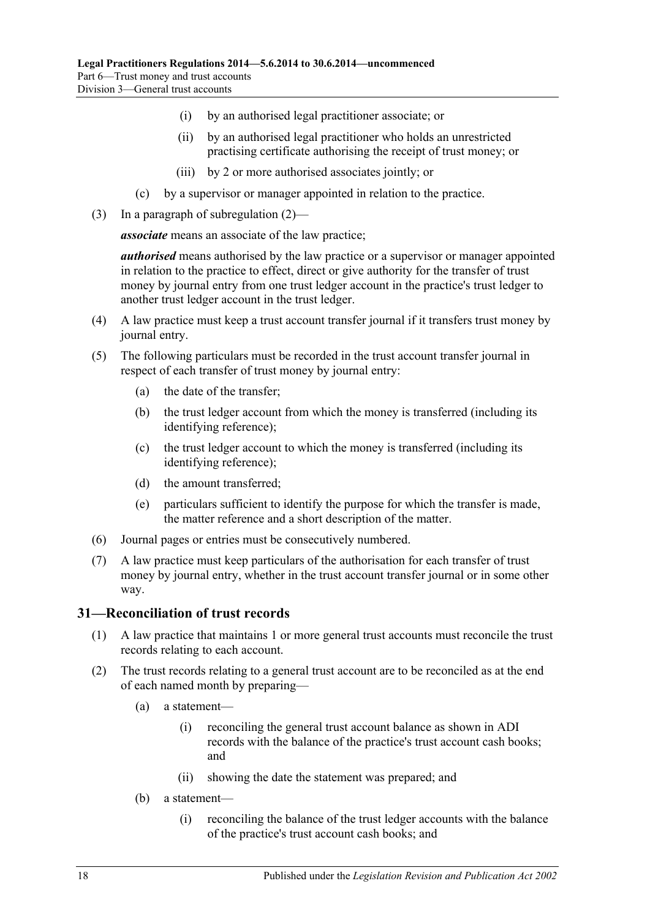(i) by an authorised legal practitioner associate; or

(ii) by an authorised legal practitioner who holds an unrestricted practising certificate authorising the receipt of trust money; or

(iii) by 2 or more authorised associates jointly; or

(c) by a supervisor or manager appointed in relation to the practice.

(3) In a paragraph of subregulation (2)—

***associate*** means an associate of the law practice;

***authorised*** means authorised by the law practice or a supervisor or manager appointed in relation to the practice to effect, direct or give authority for the transfer of trust money by journal entry from one trust ledger account in the practice's trust ledger to another trust ledger account in the trust ledger.

(4) A law practice must keep a trust account transfer journal if it transfers trust money by journal entry.

(5) The following particulars must be recorded in the trust account transfer journal in respect of each transfer of trust money by journal entry:

(a) the date of the transfer;

(b) the trust ledger account from which the money is transferred (including its identifying reference);

(c) the trust ledger account to which the money is transferred (including its identifying reference);

(d) the amount transferred;

(e) particulars sufficient to identify the purpose for which the transfer is made, the matter reference and a short description of the matter.

(6) Journal pages or entries must be consecutively numbered.

(7) A law practice must keep particulars of the authorisation for each transfer of trust money by journal entry, whether in the trust account transfer journal or in some other way.

## 31—Reconciliation of trust records

(1) A law practice that maintains 1 or more general trust accounts must reconcile the trust records relating to each account.

(2) The trust records relating to a general trust account are to be reconciled as at the end of each named month by preparing—

(a) a statement—

(i) reconciling the general trust account balance as shown in ADI records with the balance of the practice's trust account cash books; and

(ii) showing the date the statement was prepared; and

(b) a statement—

(i) reconciling the balance of the trust ledger accounts with the balance of the practice's trust account cash books; and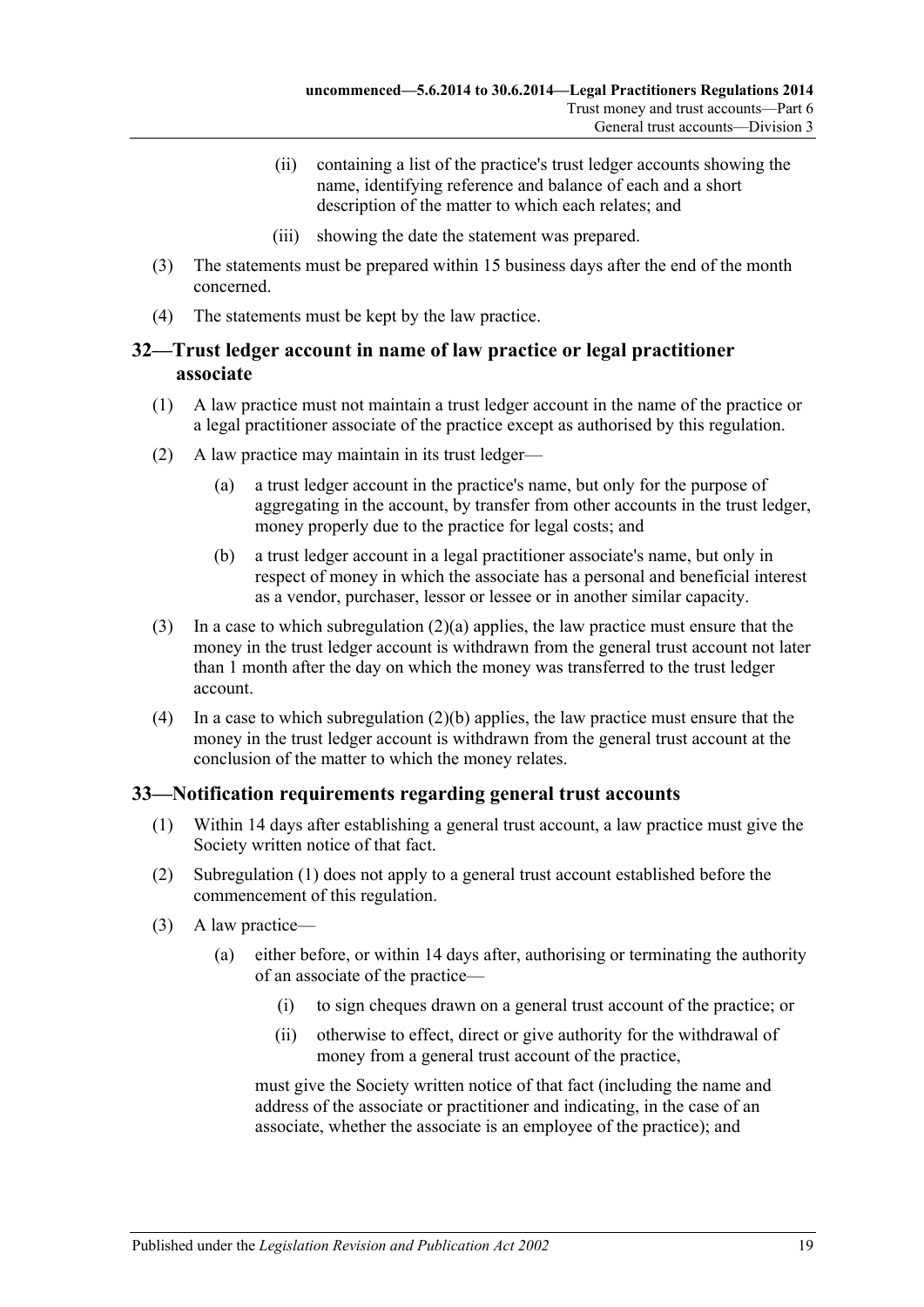(ii) containing a list of the practice's trust ledger accounts showing the name, identifying reference and balance of each and a short description of the matter to which each relates; and

(iii) showing the date the statement was prepared.

(3) The statements must be prepared within 15 business days after the end of the month concerned.

(4) The statements must be kept by the law practice.

## 32—Trust ledger account in name of law practice or legal practitioner associate

(1) A law practice must not maintain a trust ledger account in the name of the practice or a legal practitioner associate of the practice except as authorised by this regulation.

(2) A law practice may maintain in its trust ledger—

(a) a trust ledger account in the practice's name, but only for the purpose of aggregating in the account, by transfer from other accounts in the trust ledger, money properly due to the practice for legal costs; and

(b) a trust ledger account in a legal practitioner associate's name, but only in respect of money in which the associate has a personal and beneficial interest as a vendor, purchaser, lessor or lessee or in another similar capacity.

(3) In a case to which subregulation (2)(a) applies, the law practice must ensure that the money in the trust ledger account is withdrawn from the general trust account not later than 1 month after the day on which the money was transferred to the trust ledger account.

(4) In a case to which subregulation (2)(b) applies, the law practice must ensure that the money in the trust ledger account is withdrawn from the general trust account at the conclusion of the matter to which the money relates.

## 33—Notification requirements regarding general trust accounts

(1) Within 14 days after establishing a general trust account, a law practice must give the Society written notice of that fact.

(2) Subregulation (1) does not apply to a general trust account established before the commencement of this regulation.

(3) A law practice—

(a) either before, or within 14 days after, authorising or terminating the authority of an associate of the practice—

(i) to sign cheques drawn on a general trust account of the practice; or

(ii) otherwise to effect, direct or give authority for the withdrawal of money from a general trust account of the practice,

must give the Society written notice of that fact (including the name and address of the associate or practitioner and indicating, in the case of an associate, whether the associate is an employee of the practice); and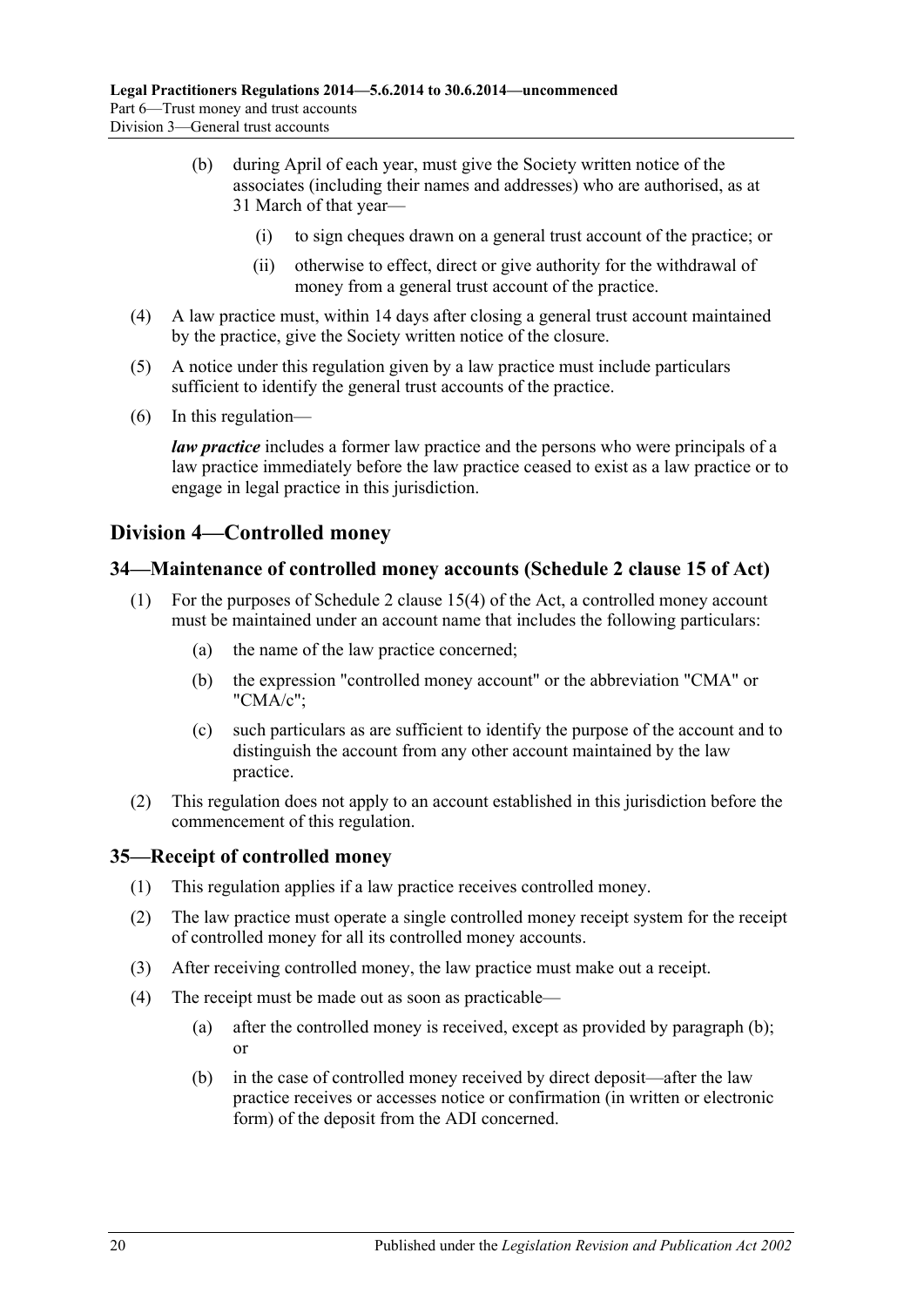(b) during April of each year, must give the Society written notice of the associates (including their names and addresses) who are authorised, as at 31 March of that year—

(i) to sign cheques drawn on a general trust account of the practice; or

(ii) otherwise to effect, direct or give authority for the withdrawal of money from a general trust account of the practice.

(4) A law practice must, within 14 days after closing a general trust account maintained by the practice, give the Society written notice of the closure.

(5) A notice under this regulation given by a law practice must include particulars sufficient to identify the general trust accounts of the practice.

(6) In this regulation—

***law practice*** includes a former law practice and the persons who were principals of a law practice immediately before the law practice ceased to exist as a law practice or to engage in legal practice in this jurisdiction.

## Division 4—Controlled money

### 34—Maintenance of controlled money accounts (Schedule 2 clause 15 of Act)

(1) For the purposes of Schedule 2 clause 15(4) of the Act, a controlled money account must be maintained under an account name that includes the following particulars:

(a) the name of the law practice concerned;

(b) the expression "controlled money account" or the abbreviation "CMA" or "CMA/c";

(c) such particulars as are sufficient to identify the purpose of the account and to distinguish the account from any other account maintained by the law practice.

(2) This regulation does not apply to an account established in this jurisdiction before the commencement of this regulation.

### 35—Receipt of controlled money

(1) This regulation applies if a law practice receives controlled money.

(2) The law practice must operate a single controlled money receipt system for the receipt of controlled money for all its controlled money accounts.

(3) After receiving controlled money, the law practice must make out a receipt.

(4) The receipt must be made out as soon as practicable—

(a) after the controlled money is received, except as provided by paragraph (b); or

(b) in the case of controlled money received by direct deposit—after the law practice receives or accesses notice or confirmation (in written or electronic form) of the deposit from the ADI concerned.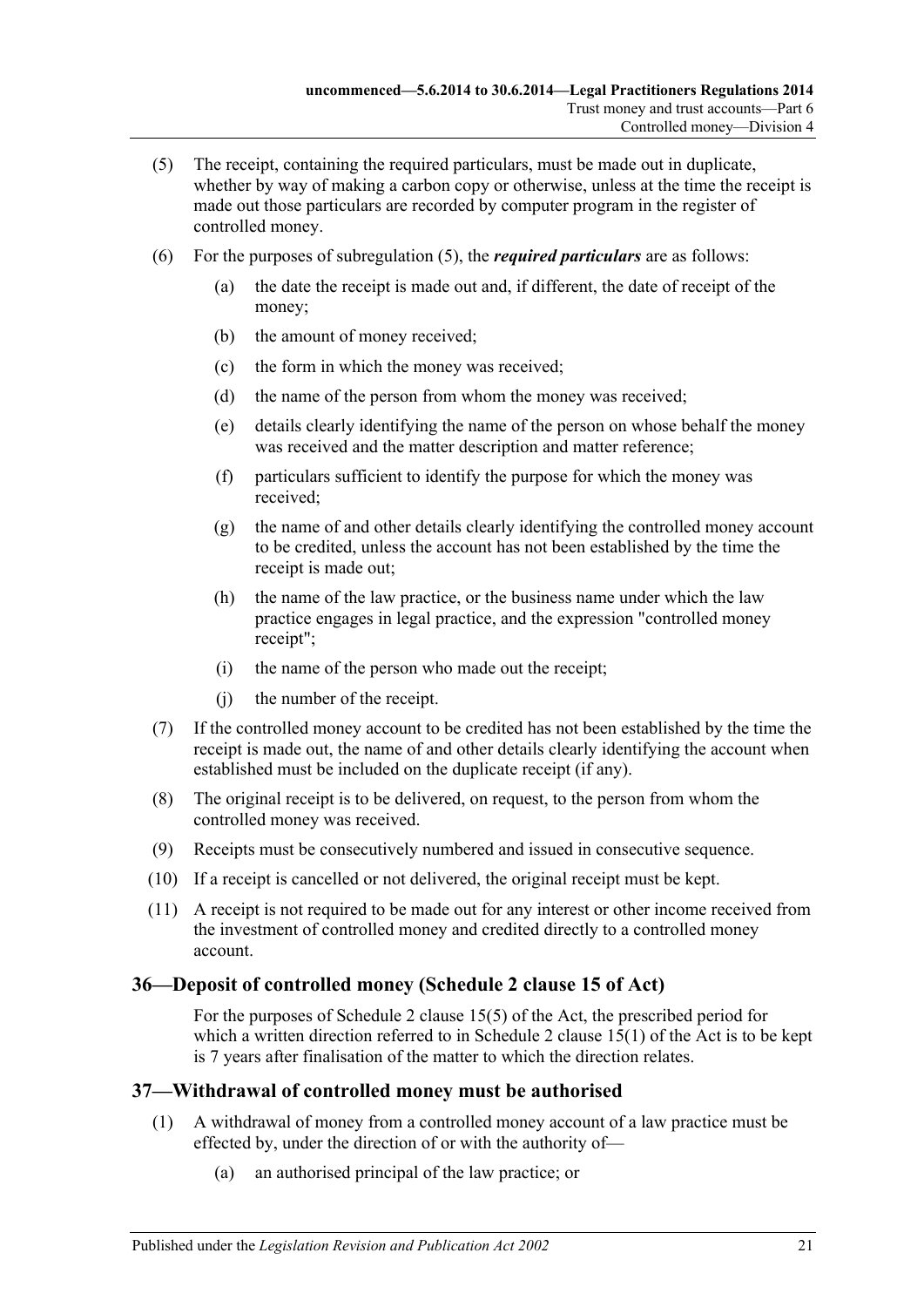(5) The receipt, containing the required particulars, must be made out in duplicate, whether by way of making a carbon copy or otherwise, unless at the time the receipt is made out those particulars are recorded by computer program in the register of controlled money.

(6) For the purposes of subregulation (5), the ***required particulars*** are as follows:

- (a) the date the receipt is made out and, if different, the date of receipt of the money;
- (b) the amount of money received;
- (c) the form in which the money was received;
- (d) the name of the person from whom the money was received;
- (e) details clearly identifying the name of the person on whose behalf the money was received and the matter description and matter reference;
- (f) particulars sufficient to identify the purpose for which the money was received;
- (g) the name of and other details clearly identifying the controlled money account to be credited, unless the account has not been established by the time the receipt is made out;
- (h) the name of the law practice, or the business name under which the law practice engages in legal practice, and the expression "controlled money receipt";
- (i) the name of the person who made out the receipt;
- (j) the number of the receipt.

(7) If the controlled money account to be credited has not been established by the time the receipt is made out, the name of and other details clearly identifying the account when established must be included on the duplicate receipt (if any).

(8) The original receipt is to be delivered, on request, to the person from whom the controlled money was received.

(9) Receipts must be consecutively numbered and issued in consecutive sequence.

(10) If a receipt is cancelled or not delivered, the original receipt must be kept.

(11) A receipt is not required to be made out for any interest or other income received from the investment of controlled money and credited directly to a controlled money account.

## 36—Deposit of controlled money (Schedule 2 clause 15 of Act)

For the purposes of Schedule 2 clause 15(5) of the Act, the prescribed period for which a written direction referred to in Schedule 2 clause 15(1) of the Act is to be kept is 7 years after finalisation of the matter to which the direction relates.

## 37—Withdrawal of controlled money must be authorised

(1) A withdrawal of money from a controlled money account of a law practice must be effected by, under the direction of or with the authority of—

- (a) an authorised principal of the law practice; or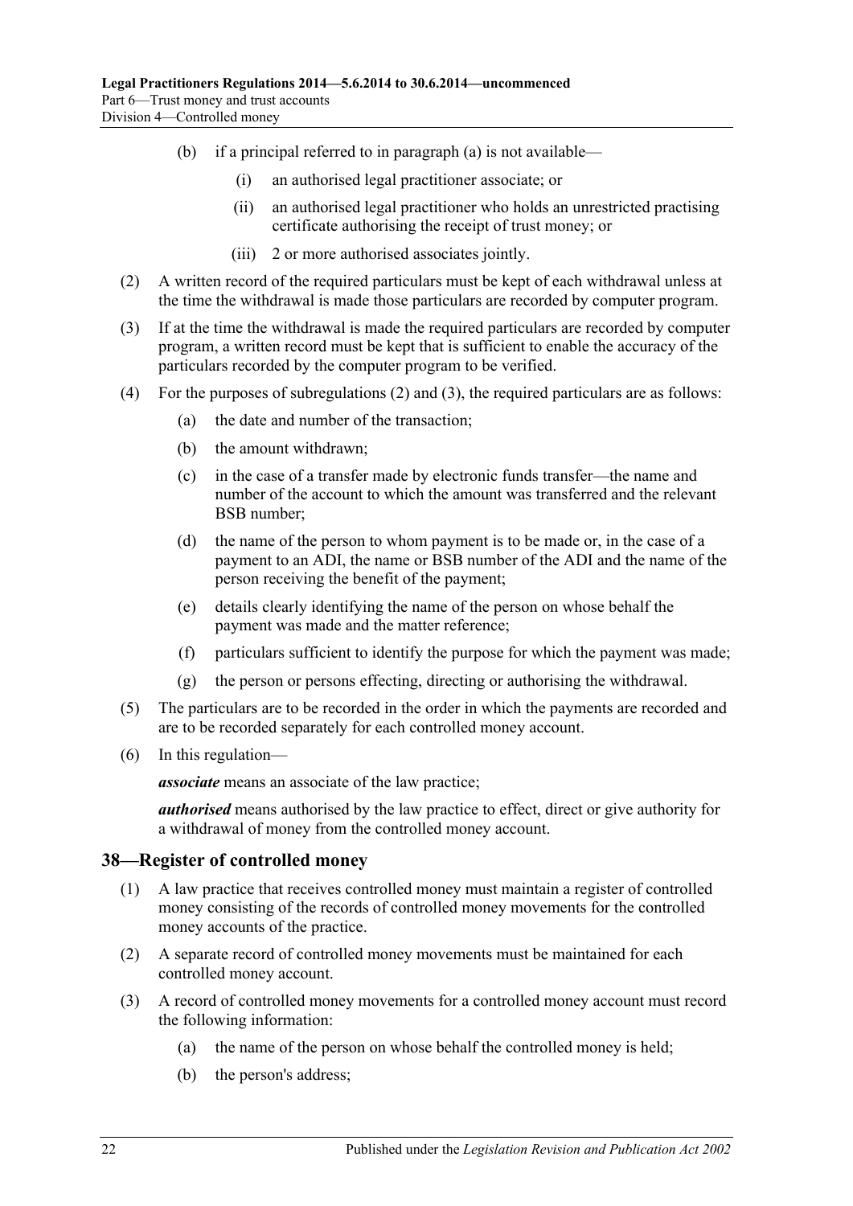(b) if a principal referred to in paragraph (a) is not available—

(i) an authorised legal practitioner associate; or

(ii) an authorised legal practitioner who holds an unrestricted practising certificate authorising the receipt of trust money; or

(iii) 2 or more authorised associates jointly.

(2) A written record of the required particulars must be kept of each withdrawal unless at the time the withdrawal is made those particulars are recorded by computer program.

(3) If at the time the withdrawal is made the required particulars are recorded by computer program, a written record must be kept that is sufficient to enable the accuracy of the particulars recorded by the computer program to be verified.

(4) For the purposes of subregulations (2) and (3), the required particulars are as follows:

(a) the date and number of the transaction;

(b) the amount withdrawn;

(c) in the case of a transfer made by electronic funds transfer—the name and number of the account to which the amount was transferred and the relevant BSB number;

(d) the name of the person to whom payment is to be made or, in the case of a payment to an ADI, the name or BSB number of the ADI and the name of the person receiving the benefit of the payment;

(e) details clearly identifying the name of the person on whose behalf the payment was made and the matter reference;

(f) particulars sufficient to identify the purpose for which the payment was made;

(g) the person or persons effecting, directing or authorising the withdrawal.

(5) The particulars are to be recorded in the order in which the payments are recorded and are to be recorded separately for each controlled money account.

(6) In this regulation—

***associate*** means an associate of the law practice;

***authorised*** means authorised by the law practice to effect, direct or give authority for a withdrawal of money from the controlled money account.

## 38—Register of controlled money

(1) A law practice that receives controlled money must maintain a register of controlled money consisting of the records of controlled money movements for the controlled money accounts of the practice.

(2) A separate record of controlled money movements must be maintained for each controlled money account.

(3) A record of controlled money movements for a controlled money account must record the following information:

(a) the name of the person on whose behalf the controlled money is held;

(b) the person's address;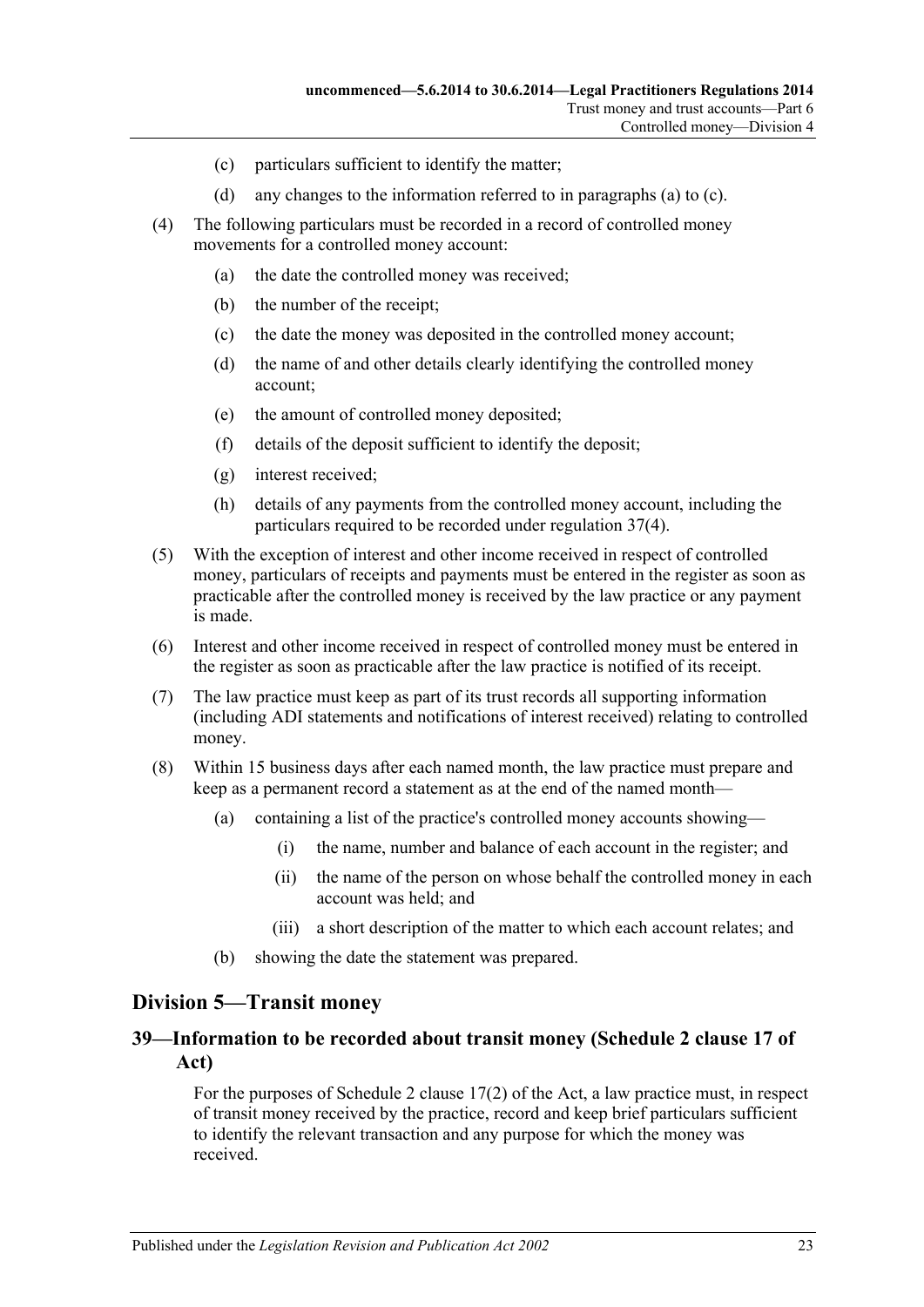(c) particulars sufficient to identify the matter;

(d) any changes to the information referred to in paragraphs (a) to (c).

(4) The following particulars must be recorded in a record of controlled money movements for a controlled money account:

(a) the date the controlled money was received;

(b) the number of the receipt;

(c) the date the money was deposited in the controlled money account;

(d) the name of and other details clearly identifying the controlled money account;

(e) the amount of controlled money deposited;

(f) details of the deposit sufficient to identify the deposit;

(g) interest received;

(h) details of any payments from the controlled money account, including the particulars required to be recorded under regulation 37(4).

(5) With the exception of interest and other income received in respect of controlled money, particulars of receipts and payments must be entered in the register as soon as practicable after the controlled money is received by the law practice or any payment is made.

(6) Interest and other income received in respect of controlled money must be entered in the register as soon as practicable after the law practice is notified of its receipt.

(7) The law practice must keep as part of its trust records all supporting information (including ADI statements and notifications of interest received) relating to controlled money.

(8) Within 15 business days after each named month, the law practice must prepare and keep as a permanent record a statement as at the end of the named month—

(a) containing a list of the practice's controlled money accounts showing—

(i) the name, number and balance of each account in the register; and

(ii) the name of the person on whose behalf the controlled money in each account was held; and

(iii) a short description of the matter to which each account relates; and

(b) showing the date the statement was prepared.

## Division 5—Transit money

### 39—Information to be recorded about transit money (Schedule 2 clause 17 of Act)

For the purposes of Schedule 2 clause 17(2) of the Act, a law practice must, in respect of transit money received by the practice, record and keep brief particulars sufficient to identify the relevant transaction and any purpose for which the money was received.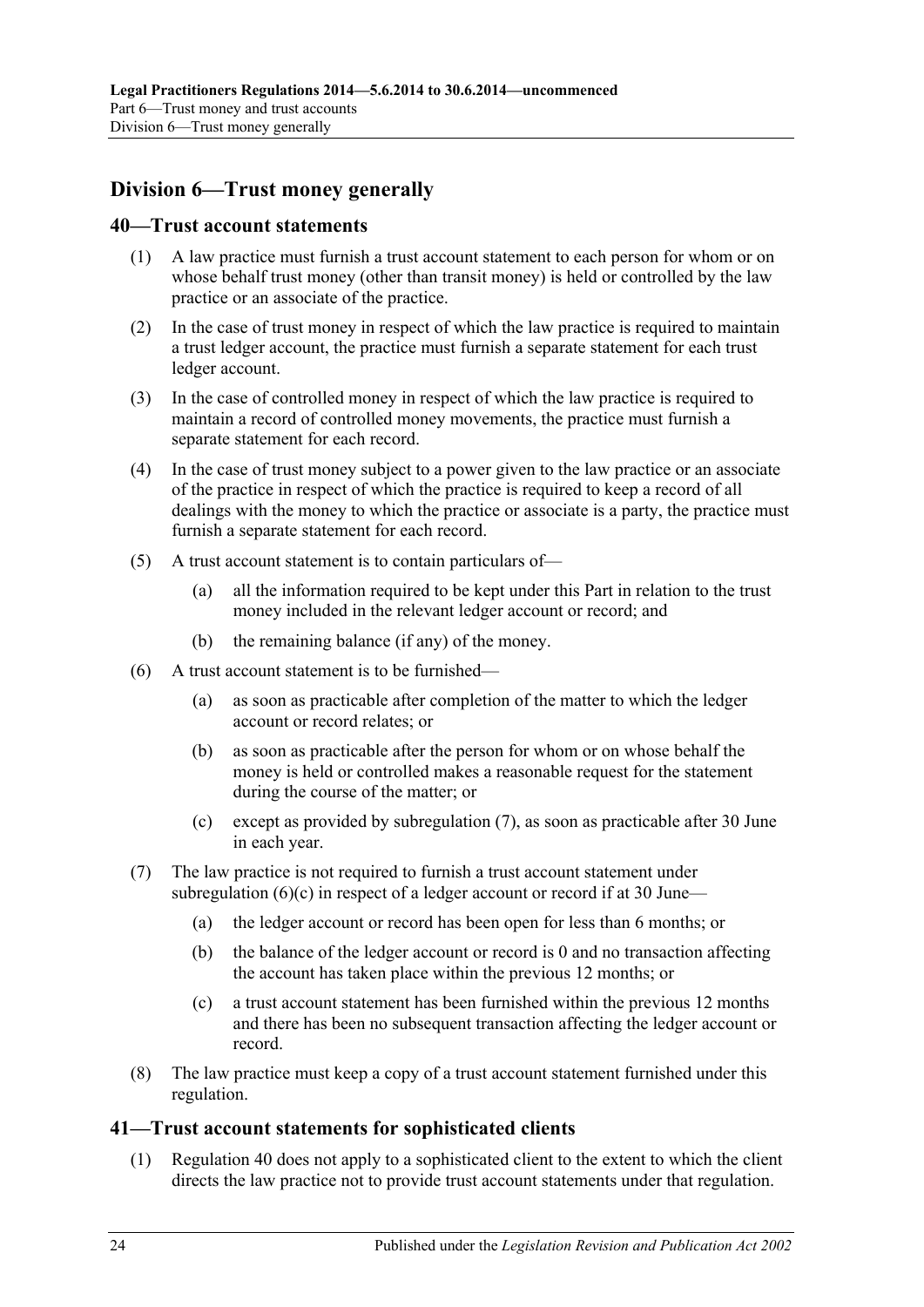## Division 6—Trust money generally

### 40—Trust account statements

(1) A law practice must furnish a trust account statement to each person for whom or on whose behalf trust money (other than transit money) is held or controlled by the law practice or an associate of the practice.

(2) In the case of trust money in respect of which the law practice is required to maintain a trust ledger account, the practice must furnish a separate statement for each trust ledger account.

(3) In the case of controlled money in respect of which the law practice is required to maintain a record of controlled money movements, the practice must furnish a separate statement for each record.

(4) In the case of trust money subject to a power given to the law practice or an associate of the practice in respect of which the practice is required to keep a record of all dealings with the money to which the practice or associate is a party, the practice must furnish a separate statement for each record.

(5) A trust account statement is to contain particulars of—

- (a) all the information required to be kept under this Part in relation to the trust money included in the relevant ledger account or record; and
- (b) the remaining balance (if any) of the money.

(6) A trust account statement is to be furnished—

- (a) as soon as practicable after completion of the matter to which the ledger account or record relates; or
- (b) as soon as practicable after the person for whom or on whose behalf the money is held or controlled makes a reasonable request for the statement during the course of the matter; or
- (c) except as provided by subregulation (7), as soon as practicable after 30 June in each year.

(7) The law practice is not required to furnish a trust account statement under subregulation (6)(c) in respect of a ledger account or record if at 30 June—

- (a) the ledger account or record has been open for less than 6 months; or
- (b) the balance of the ledger account or record is 0 and no transaction affecting the account has taken place within the previous 12 months; or
- (c) a trust account statement has been furnished within the previous 12 months and there has been no subsequent transaction affecting the ledger account or record.

(8) The law practice must keep a copy of a trust account statement furnished under this regulation.

### 41—Trust account statements for sophisticated clients

(1) Regulation 40 does not apply to a sophisticated client to the extent to which the client directs the law practice not to provide trust account statements under that regulation.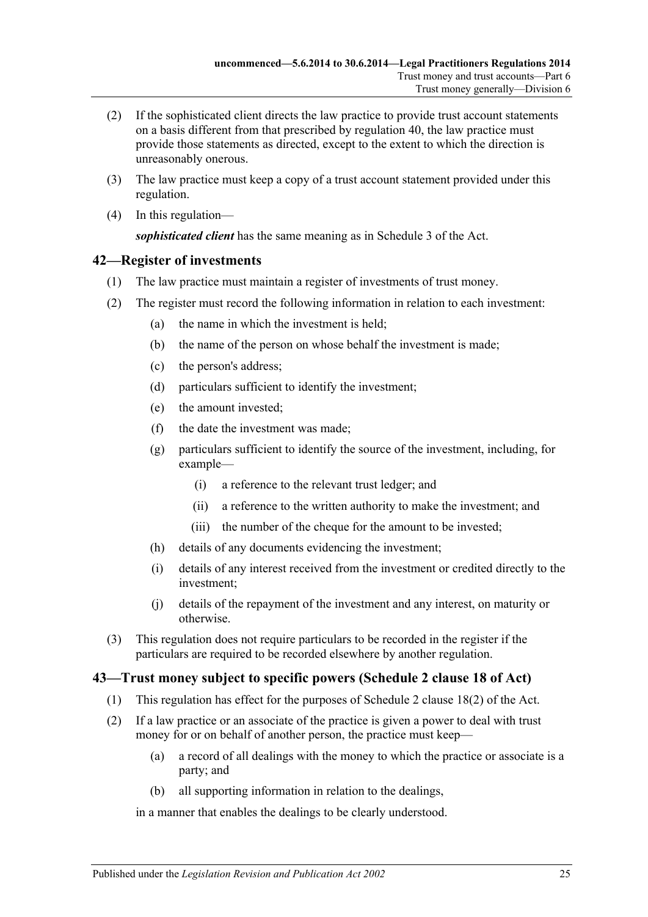(2) If the sophisticated client directs the law practice to provide trust account statements on a basis different from that prescribed by regulation 40, the law practice must provide those statements as directed, except to the extent to which the direction is unreasonably onerous.

(3) The law practice must keep a copy of a trust account statement provided under this regulation.

(4) In this regulation—

***sophisticated client*** has the same meaning as in Schedule 3 of the Act.

## 42—Register of investments

(1) The law practice must maintain a register of investments of trust money.

(2) The register must record the following information in relation to each investment:

- (a) the name in which the investment is held;
- (b) the name of the person on whose behalf the investment is made;
- (c) the person's address;
- (d) particulars sufficient to identify the investment;
- (e) the amount invested;
- (f) the date the investment was made;
- (g) particulars sufficient to identify the source of the investment, including, for example—
  - (i) a reference to the relevant trust ledger; and
  - (ii) a reference to the written authority to make the investment; and
  - (iii) the number of the cheque for the amount to be invested;
- (h) details of any documents evidencing the investment;
- (i) details of any interest received from the investment or credited directly to the investment;
- (j) details of the repayment of the investment and any interest, on maturity or otherwise.

(3) This regulation does not require particulars to be recorded in the register if the particulars are required to be recorded elsewhere by another regulation.

## 43—Trust money subject to specific powers (Schedule 2 clause 18 of Act)

(1) This regulation has effect for the purposes of Schedule 2 clause 18(2) of the Act.

(2) If a law practice or an associate of the practice is given a power to deal with trust money for or on behalf of another person, the practice must keep—

- (a) a record of all dealings with the money to which the practice or associate is a party; and
- (b) all supporting information in relation to the dealings,

in a manner that enables the dealings to be clearly understood.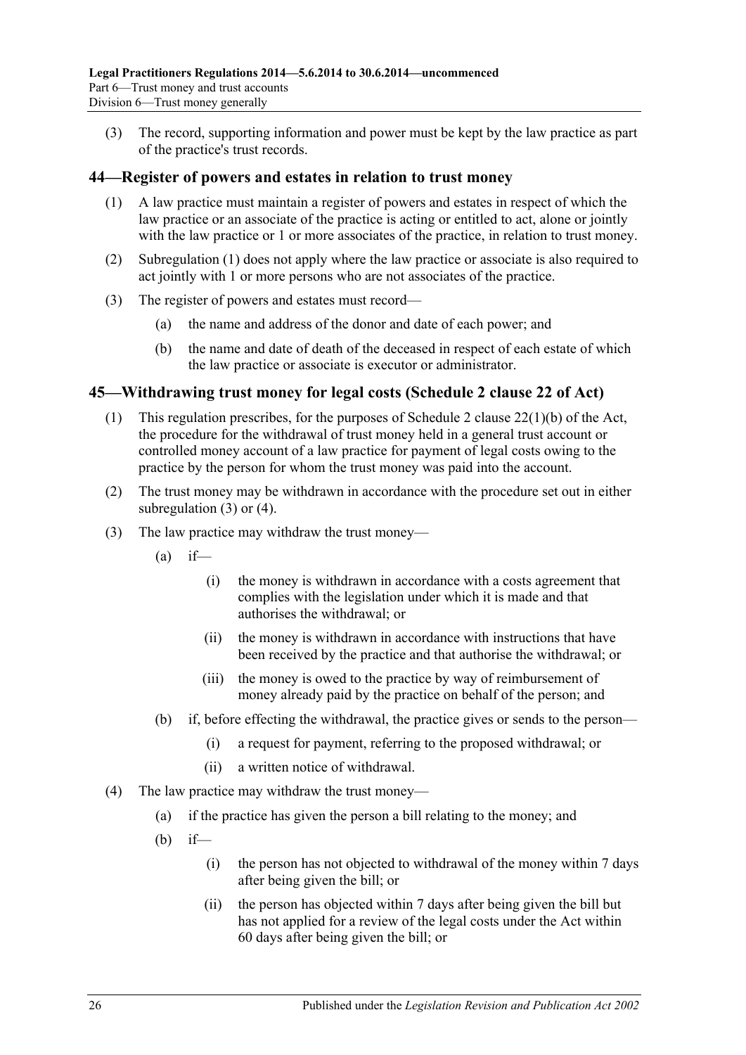(3) The record, supporting information and power must be kept by the law practice as part of the practice's trust records.

## 44—Register of powers and estates in relation to trust money

(1) A law practice must maintain a register of powers and estates in respect of which the law practice or an associate of the practice is acting or entitled to act, alone or jointly with the law practice or 1 or more associates of the practice, in relation to trust money.

(2) Subregulation (1) does not apply where the law practice or associate is also required to act jointly with 1 or more persons who are not associates of the practice.

(3) The register of powers and estates must record—

(a) the name and address of the donor and date of each power; and

(b) the name and date of death of the deceased in respect of each estate of which the law practice or associate is executor or administrator.

## 45—Withdrawing trust money for legal costs (Schedule 2 clause 22 of Act)

(1) This regulation prescribes, for the purposes of Schedule 2 clause 22(1)(b) of the Act, the procedure for the withdrawal of trust money held in a general trust account or controlled money account of a law practice for payment of legal costs owing to the practice by the person for whom the trust money was paid into the account.

(2) The trust money may be withdrawn in accordance with the procedure set out in either subregulation (3) or (4).

(3) The law practice may withdraw the trust money—

(a) if—

(i) the money is withdrawn in accordance with a costs agreement that complies with the legislation under which it is made and that authorises the withdrawal; or

(ii) the money is withdrawn in accordance with instructions that have been received by the practice and that authorise the withdrawal; or

(iii) the money is owed to the practice by way of reimbursement of money already paid by the practice on behalf of the person; and

(b) if, before effecting the withdrawal, the practice gives or sends to the person—

(i) a request for payment, referring to the proposed withdrawal; or

(ii) a written notice of withdrawal.

(4) The law practice may withdraw the trust money—

(a) if the practice has given the person a bill relating to the money; and

(b) if—

(i) the person has not objected to withdrawal of the money within 7 days after being given the bill; or

(ii) the person has objected within 7 days after being given the bill but has not applied for a review of the legal costs under the Act within 60 days after being given the bill; or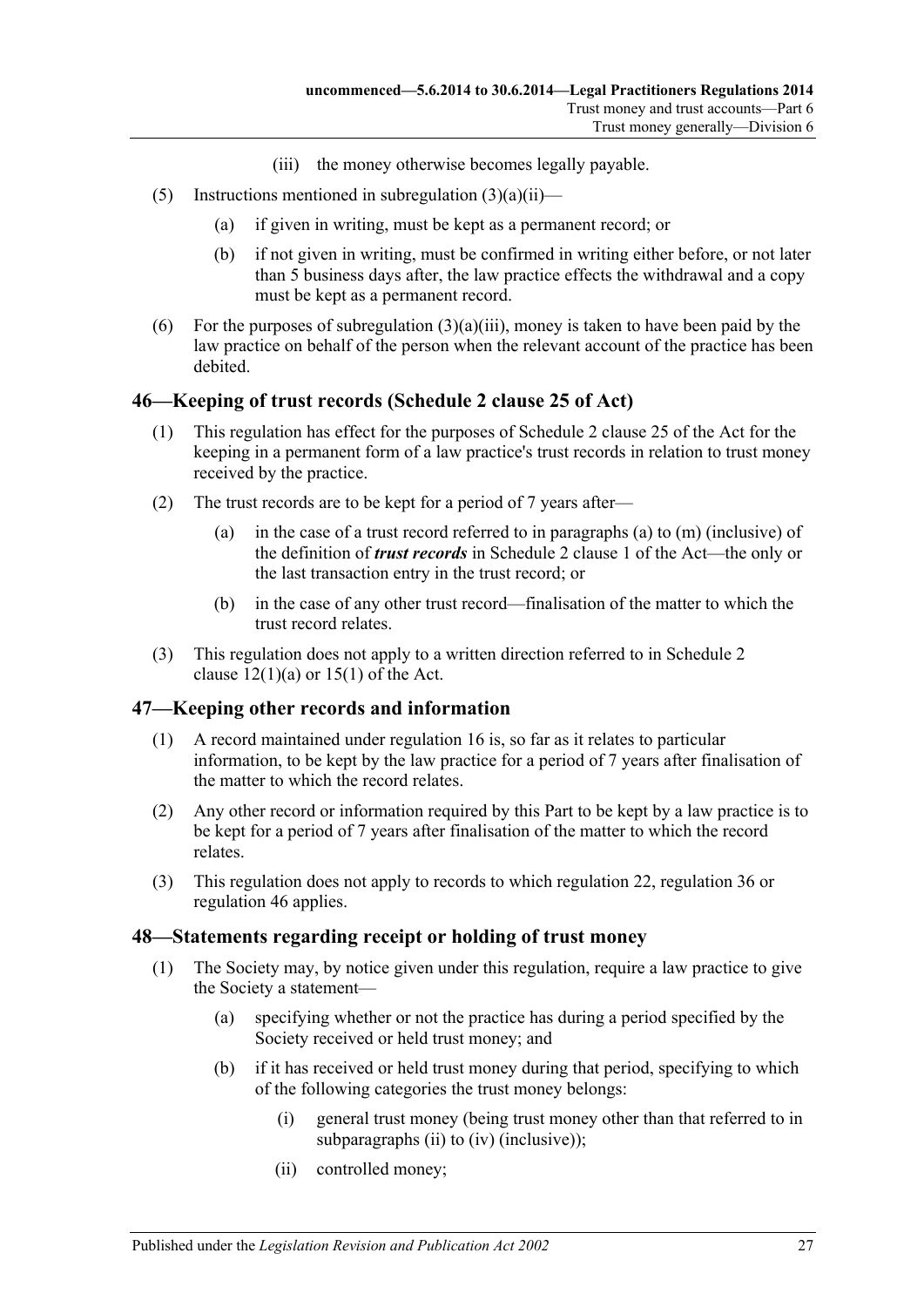(iii) the money otherwise becomes legally payable.

(5) Instructions mentioned in subregulation (3)(a)(ii)—

(a) if given in writing, must be kept as a permanent record; or

(b) if not given in writing, must be confirmed in writing either before, or not later than 5 business days after, the law practice effects the withdrawal and a copy must be kept as a permanent record.

(6) For the purposes of subregulation (3)(a)(iii), money is taken to have been paid by the law practice on behalf of the person when the relevant account of the practice has been debited.

## 46—Keeping of trust records (Schedule 2 clause 25 of Act)

(1) This regulation has effect for the purposes of Schedule 2 clause 25 of the Act for the keeping in a permanent form of a law practice's trust records in relation to trust money received by the practice.

(2) The trust records are to be kept for a period of 7 years after—

(a) in the case of a trust record referred to in paragraphs (a) to (m) (inclusive) of the definition of ***trust records*** in Schedule 2 clause 1 of the Act—the only or the last transaction entry in the trust record; or

(b) in the case of any other trust record—finalisation of the matter to which the trust record relates.

(3) This regulation does not apply to a written direction referred to in Schedule 2 clause 12(1)(a) or 15(1) of the Act.

## 47—Keeping other records and information

(1) A record maintained under regulation 16 is, so far as it relates to particular information, to be kept by the law practice for a period of 7 years after finalisation of the matter to which the record relates.

(2) Any other record or information required by this Part to be kept by a law practice is to be kept for a period of 7 years after finalisation of the matter to which the record relates.

(3) This regulation does not apply to records to which regulation 22, regulation 36 or regulation 46 applies.

## 48—Statements regarding receipt or holding of trust money

(1) The Society may, by notice given under this regulation, require a law practice to give the Society a statement—

(a) specifying whether or not the practice has during a period specified by the Society received or held trust money; and

(b) if it has received or held trust money during that period, specifying to which of the following categories the trust money belongs:

(i) general trust money (being trust money other than that referred to in subparagraphs (ii) to (iv) (inclusive));

(ii) controlled money;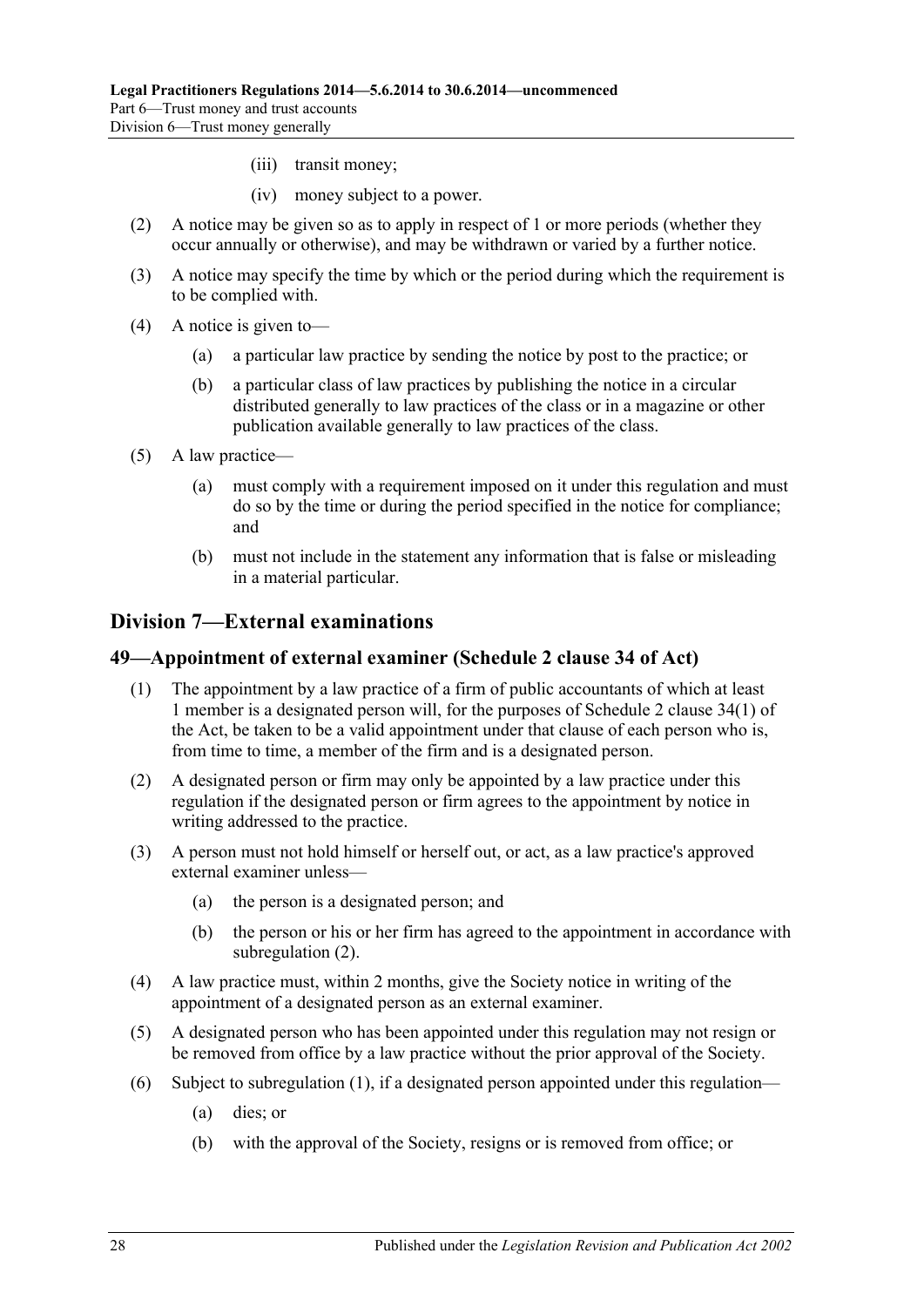(iii) transit money;

(iv) money subject to a power.

(2) A notice may be given so as to apply in respect of 1 or more periods (whether they occur annually or otherwise), and may be withdrawn or varied by a further notice.

(3) A notice may specify the time by which or the period during which the requirement is to be complied with.

(4) A notice is given to—

(a) a particular law practice by sending the notice by post to the practice; or

(b) a particular class of law practices by publishing the notice in a circular distributed generally to law practices of the class or in a magazine or other publication available generally to law practices of the class.

(5) A law practice—

(a) must comply with a requirement imposed on it under this regulation and must do so by the time or during the period specified in the notice for compliance; and

(b) must not include in the statement any information that is false or misleading in a material particular.

## Division 7—External examinations

### 49—Appointment of external examiner (Schedule 2 clause 34 of Act)

(1) The appointment by a law practice of a firm of public accountants of which at least 1 member is a designated person will, for the purposes of Schedule 2 clause 34(1) of the Act, be taken to be a valid appointment under that clause of each person who is, from time to time, a member of the firm and is a designated person.

(2) A designated person or firm may only be appointed by a law practice under this regulation if the designated person or firm agrees to the appointment by notice in writing addressed to the practice.

(3) A person must not hold himself or herself out, or act, as a law practice's approved external examiner unless—

(a) the person is a designated person; and

(b) the person or his or her firm has agreed to the appointment in accordance with subregulation (2).

(4) A law practice must, within 2 months, give the Society notice in writing of the appointment of a designated person as an external examiner.

(5) A designated person who has been appointed under this regulation may not resign or be removed from office by a law practice without the prior approval of the Society.

(6) Subject to subregulation (1), if a designated person appointed under this regulation—

(a) dies; or

(b) with the approval of the Society, resigns or is removed from office; or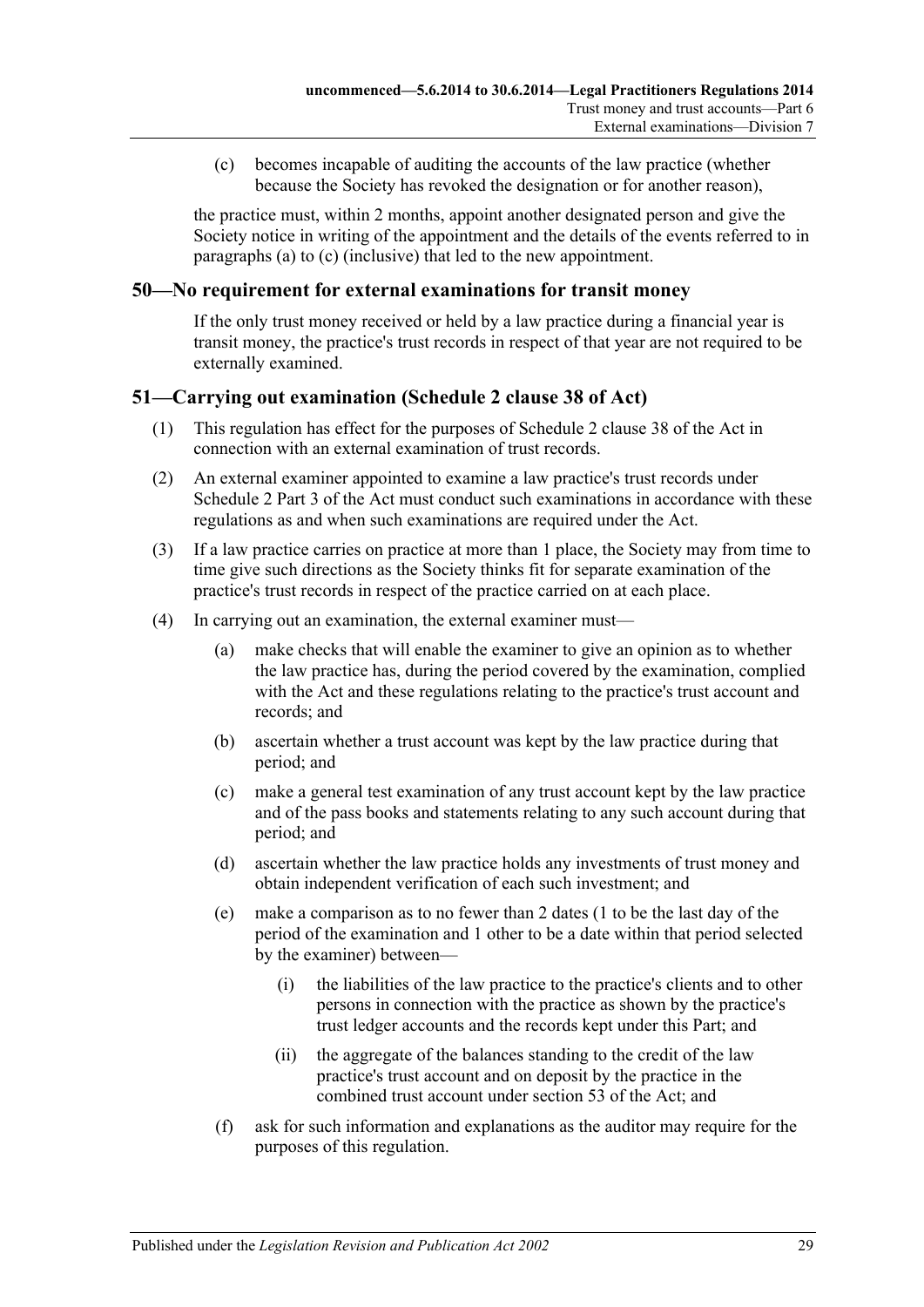(c) becomes incapable of auditing the accounts of the law practice (whether because the Society has revoked the designation or for another reason),

the practice must, within 2 months, appoint another designated person and give the Society notice in writing of the appointment and the details of the events referred to in paragraphs (a) to (c) (inclusive) that led to the new appointment.

## 50—No requirement for external examinations for transit money

If the only trust money received or held by a law practice during a financial year is transit money, the practice's trust records in respect of that year are not required to be externally examined.

## 51—Carrying out examination (Schedule 2 clause 38 of Act)

(1) This regulation has effect for the purposes of Schedule 2 clause 38 of the Act in connection with an external examination of trust records.

(2) An external examiner appointed to examine a law practice's trust records under Schedule 2 Part 3 of the Act must conduct such examinations in accordance with these regulations as and when such examinations are required under the Act.

(3) If a law practice carries on practice at more than 1 place, the Society may from time to time give such directions as the Society thinks fit for separate examination of the practice's trust records in respect of the practice carried on at each place.

(4) In carrying out an examination, the external examiner must—

(a) make checks that will enable the examiner to give an opinion as to whether the law practice has, during the period covered by the examination, complied with the Act and these regulations relating to the practice's trust account and records; and

(b) ascertain whether a trust account was kept by the law practice during that period; and

(c) make a general test examination of any trust account kept by the law practice and of the pass books and statements relating to any such account during that period; and

(d) ascertain whether the law practice holds any investments of trust money and obtain independent verification of each such investment; and

(e) make a comparison as to no fewer than 2 dates (1 to be the last day of the period of the examination and 1 other to be a date within that period selected by the examiner) between—

(i) the liabilities of the law practice to the practice's clients and to other persons in connection with the practice as shown by the practice's trust ledger accounts and the records kept under this Part; and

(ii) the aggregate of the balances standing to the credit of the law practice's trust account and on deposit by the practice in the combined trust account under section 53 of the Act; and

(f) ask for such information and explanations as the auditor may require for the purposes of this regulation.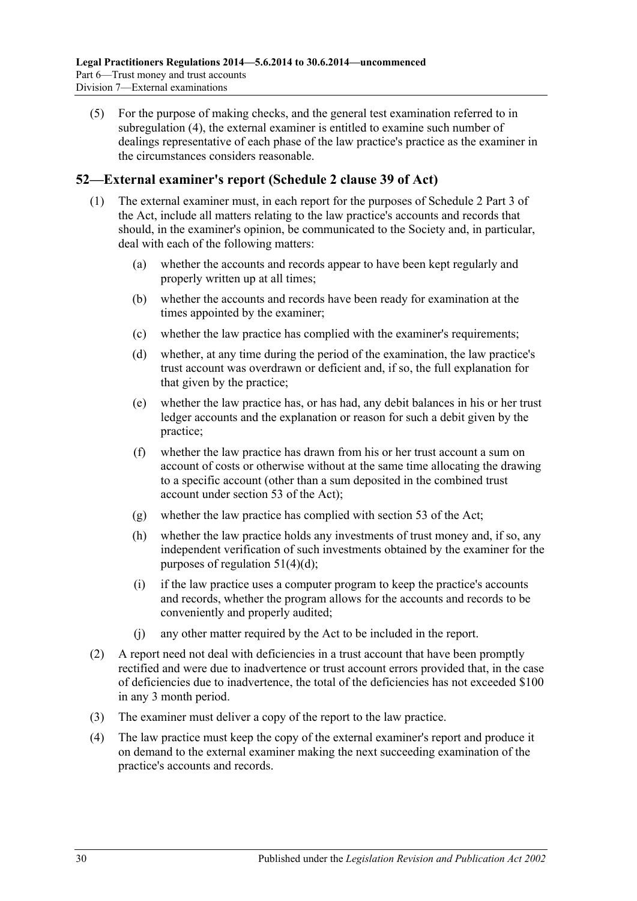(5) For the purpose of making checks, and the general test examination referred to in subregulation (4), the external examiner is entitled to examine such number of dealings representative of each phase of the law practice's practice as the examiner in the circumstances considers reasonable.

## 52—External examiner's report (Schedule 2 clause 39 of Act)

(1) The external examiner must, in each report for the purposes of Schedule 2 Part 3 of the Act, include all matters relating to the law practice's accounts and records that should, in the examiner's opinion, be communicated to the Society and, in particular, deal with each of the following matters:

(a) whether the accounts and records appear to have been kept regularly and properly written up at all times;

(b) whether the accounts and records have been ready for examination at the times appointed by the examiner;

(c) whether the law practice has complied with the examiner's requirements;

(d) whether, at any time during the period of the examination, the law practice's trust account was overdrawn or deficient and, if so, the full explanation for that given by the practice;

(e) whether the law practice has, or has had, any debit balances in his or her trust ledger accounts and the explanation or reason for such a debit given by the practice;

(f) whether the law practice has drawn from his or her trust account a sum on account of costs or otherwise without at the same time allocating the drawing to a specific account (other than a sum deposited in the combined trust account under section 53 of the Act);

(g) whether the law practice has complied with section 53 of the Act;

(h) whether the law practice holds any investments of trust money and, if so, any independent verification of such investments obtained by the examiner for the purposes of regulation 51(4)(d);

(i) if the law practice uses a computer program to keep the practice's accounts and records, whether the program allows for the accounts and records to be conveniently and properly audited;

(j) any other matter required by the Act to be included in the report.

(2) A report need not deal with deficiencies in a trust account that have been promptly rectified and were due to inadvertence or trust account errors provided that, in the case of deficiencies due to inadvertence, the total of the deficiencies has not exceeded $100 in any 3 month period.

(3) The examiner must deliver a copy of the report to the law practice.

(4) The law practice must keep the copy of the external examiner's report and produce it on demand to the external examiner making the next succeeding examination of the practice's accounts and records.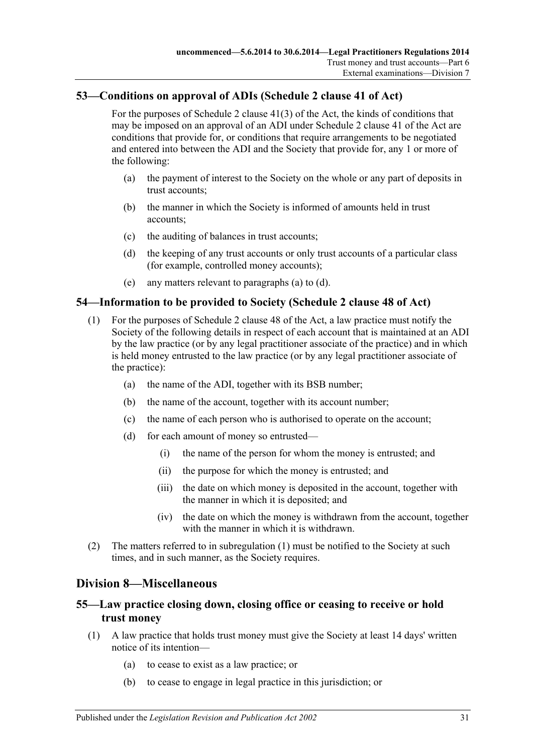## 53—Conditions on approval of ADIs (Schedule 2 clause 41 of Act)

For the purposes of Schedule 2 clause 41(3) of the Act, the kinds of conditions that may be imposed on an approval of an ADI under Schedule 2 clause 41 of the Act are conditions that provide for, or conditions that require arrangements to be negotiated and entered into between the ADI and the Society that provide for, any 1 or more of the following:

(a) the payment of interest to the Society on the whole or any part of deposits in trust accounts;

(b) the manner in which the Society is informed of amounts held in trust accounts;

(c) the auditing of balances in trust accounts;

(d) the keeping of any trust accounts or only trust accounts of a particular class (for example, controlled money accounts);

(e) any matters relevant to paragraphs (a) to (d).

## 54—Information to be provided to Society (Schedule 2 clause 48 of Act)

(1) For the purposes of Schedule 2 clause 48 of the Act, a law practice must notify the Society of the following details in respect of each account that is maintained at an ADI by the law practice (or by any legal practitioner associate of the practice) and in which is held money entrusted to the law practice (or by any legal practitioner associate of the practice):

(a) the name of the ADI, together with its BSB number;

(b) the name of the account, together with its account number;

(c) the name of each person who is authorised to operate on the account;

(d) for each amount of money so entrusted—

(i) the name of the person for whom the money is entrusted; and

(ii) the purpose for which the money is entrusted; and

(iii) the date on which money is deposited in the account, together with the manner in which it is deposited; and

(iv) the date on which the money is withdrawn from the account, together with the manner in which it is withdrawn.

(2) The matters referred to in subregulation (1) must be notified to the Society at such times, and in such manner, as the Society requires.

# Division 8—Miscellaneous

## 55—Law practice closing down, closing office or ceasing to receive or hold trust money

(1) A law practice that holds trust money must give the Society at least 14 days' written notice of its intention—

(a) to cease to exist as a law practice; or

(b) to cease to engage in legal practice in this jurisdiction; or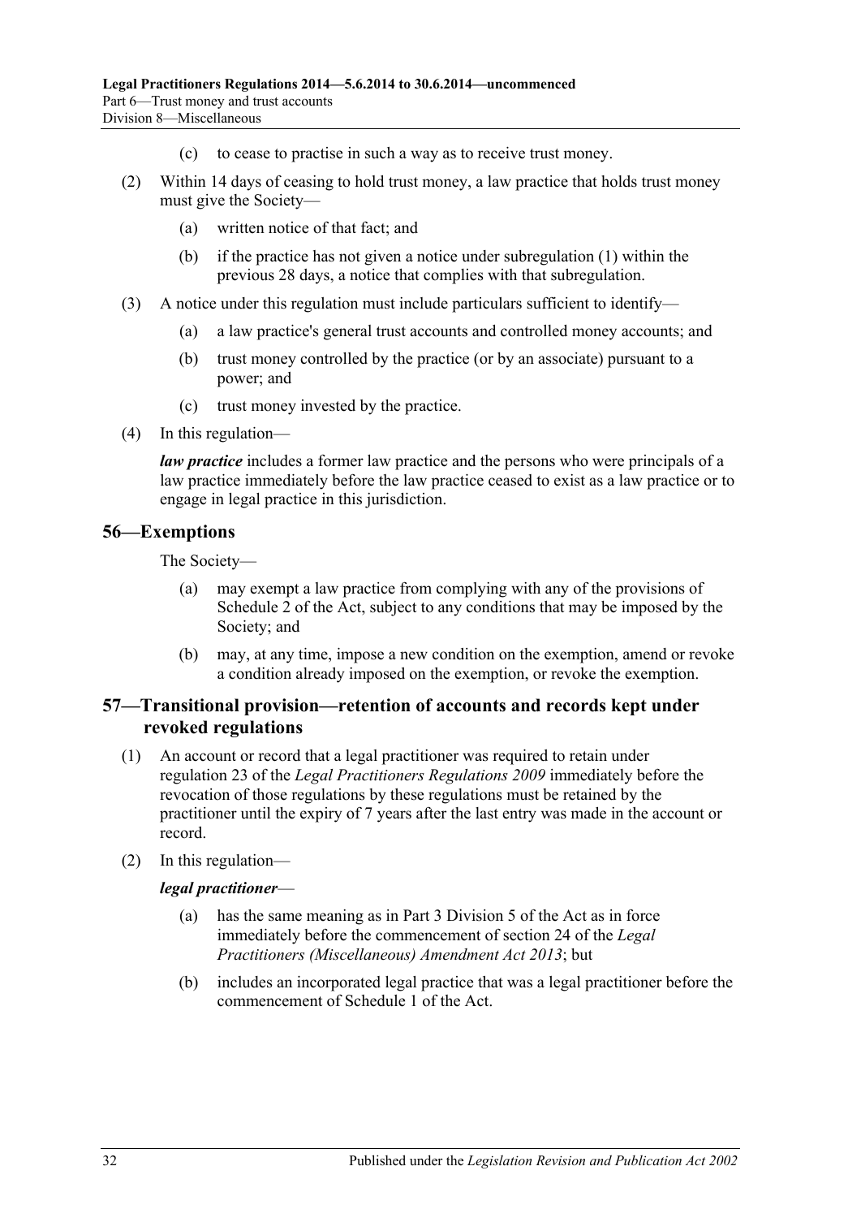(c) to cease to practise in such a way as to receive trust money.

(2) Within 14 days of ceasing to hold trust money, a law practice that holds trust money must give the Society—

(a) written notice of that fact; and

(b) if the practice has not given a notice under subregulation (1) within the previous 28 days, a notice that complies with that subregulation.

(3) A notice under this regulation must include particulars sufficient to identify—

(a) a law practice's general trust accounts and controlled money accounts; and

(b) trust money controlled by the practice (or by an associate) pursuant to a power; and

(c) trust money invested by the practice.

(4) In this regulation—

***law practice*** includes a former law practice and the persons who were principals of a law practice immediately before the law practice ceased to exist as a law practice or to engage in legal practice in this jurisdiction.

## 56—Exemptions

The Society—

(a) may exempt a law practice from complying with any of the provisions of Schedule 2 of the Act, subject to any conditions that may be imposed by the Society; and

(b) may, at any time, impose a new condition on the exemption, amend or revoke a condition already imposed on the exemption, or revoke the exemption.

## 57—Transitional provision—retention of accounts and records kept under revoked regulations

(1) An account or record that a legal practitioner was required to retain under regulation 23 of the *Legal Practitioners Regulations 2009* immediately before the revocation of those regulations by these regulations must be retained by the practitioner until the expiry of 7 years after the last entry was made in the account or record.

(2) In this regulation—

***legal practitioner***—

(a) has the same meaning as in Part 3 Division 5 of the Act as in force immediately before the commencement of section 24 of the *Legal Practitioners (Miscellaneous) Amendment Act 2013*; but

(b) includes an incorporated legal practice that was a legal practitioner before the commencement of Schedule 1 of the Act.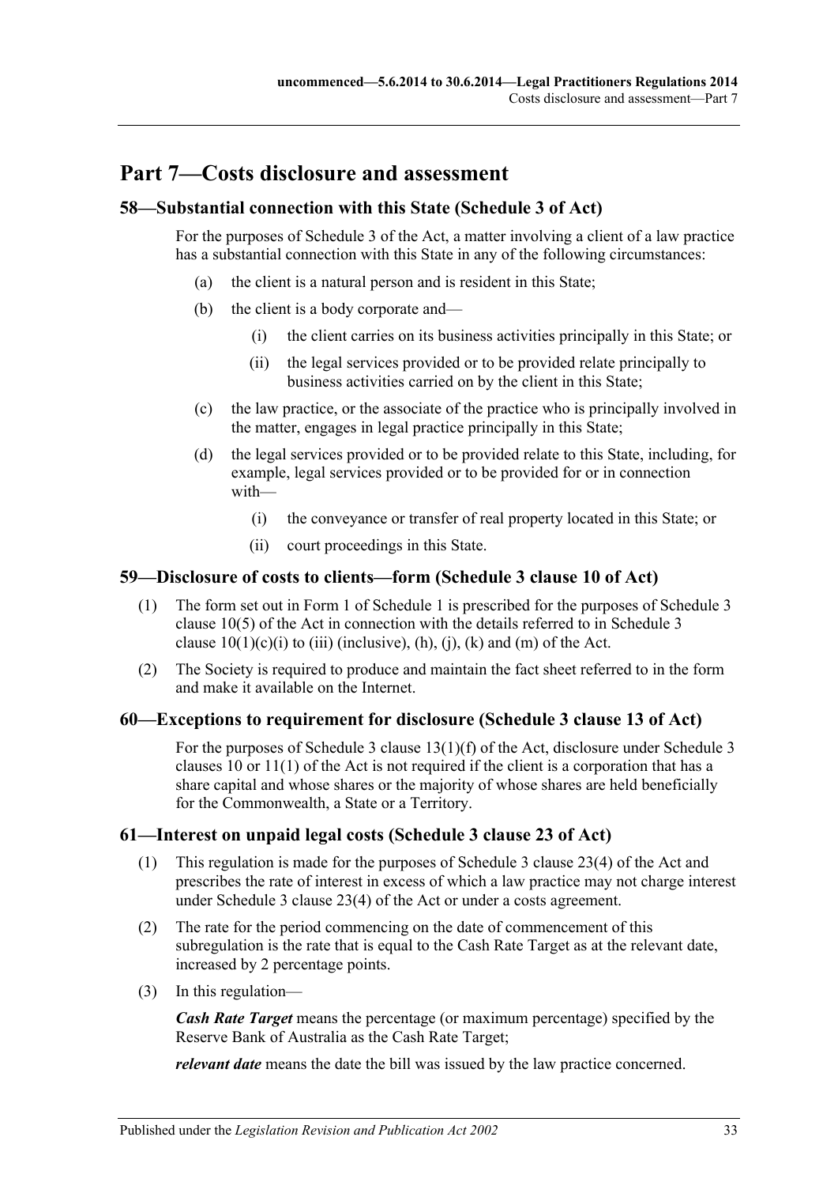# Part 7—Costs disclosure and assessment

## 58—Substantial connection with this State (Schedule 3 of Act)

For the purposes of Schedule 3 of the Act, a matter involving a client of a law practice has a substantial connection with this State in any of the following circumstances:

(a) the client is a natural person and is resident in this State;

(b) the client is a body corporate and—

(i) the client carries on its business activities principally in this State; or

(ii) the legal services provided or to be provided relate principally to business activities carried on by the client in this State;

(c) the law practice, or the associate of the practice who is principally involved in the matter, engages in legal practice principally in this State;

(d) the legal services provided or to be provided relate to this State, including, for example, legal services provided or to be provided for or in connection with—

(i) the conveyance or transfer of real property located in this State; or

(ii) court proceedings in this State.

## 59—Disclosure of costs to clients—form (Schedule 3 clause 10 of Act)

(1) The form set out in Form 1 of Schedule 1 is prescribed for the purposes of Schedule 3 clause 10(5) of the Act in connection with the details referred to in Schedule 3 clause 10(1)(c)(i) to (iii) (inclusive), (h), (j), (k) and (m) of the Act.

(2) The Society is required to produce and maintain the fact sheet referred to in the form and make it available on the Internet.

## 60—Exceptions to requirement for disclosure (Schedule 3 clause 13 of Act)

For the purposes of Schedule 3 clause 13(1)(f) of the Act, disclosure under Schedule 3 clauses 10 or 11(1) of the Act is not required if the client is a corporation that has a share capital and whose shares or the majority of whose shares are held beneficially for the Commonwealth, a State or a Territory.

## 61—Interest on unpaid legal costs (Schedule 3 clause 23 of Act)

(1) This regulation is made for the purposes of Schedule 3 clause 23(4) of the Act and prescribes the rate of interest in excess of which a law practice may not charge interest under Schedule 3 clause 23(4) of the Act or under a costs agreement.

(2) The rate for the period commencing on the date of commencement of this subregulation is the rate that is equal to the Cash Rate Target as at the relevant date, increased by 2 percentage points.

(3) In this regulation—

***Cash Rate Target*** means the percentage (or maximum percentage) specified by the Reserve Bank of Australia as the Cash Rate Target;

***relevant date*** means the date the bill was issued by the law practice concerned.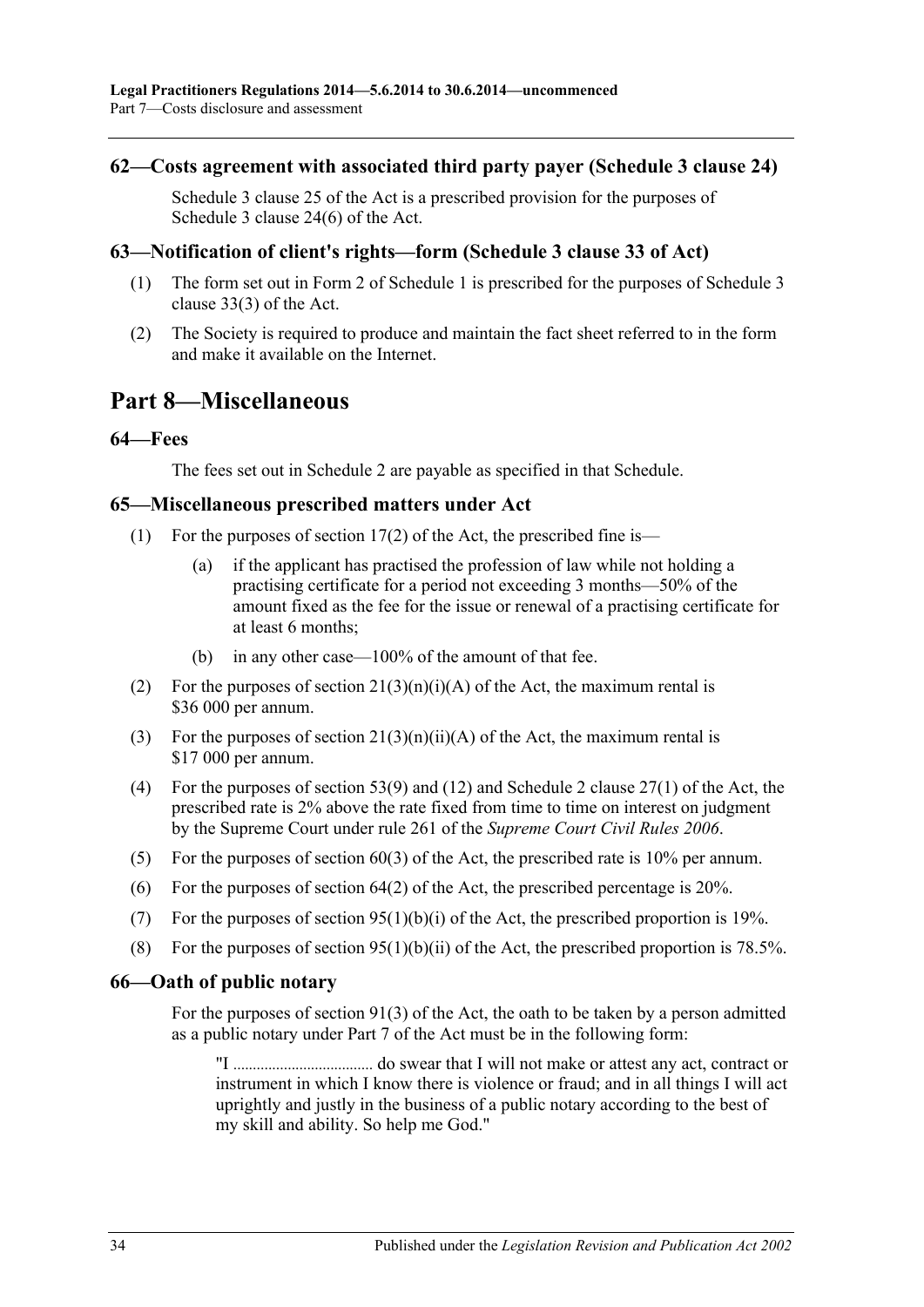### 62—Costs agreement with associated third party payer (Schedule 3 clause 24)

Schedule 3 clause 25 of the Act is a prescribed provision for the purposes of Schedule 3 clause 24(6) of the Act.

### 63—Notification of client's rights—form (Schedule 3 clause 33 of Act)

(1) The form set out in Form 2 of Schedule 1 is prescribed for the purposes of Schedule 3 clause 33(3) of the Act.

(2) The Society is required to produce and maintain the fact sheet referred to in the form and make it available on the Internet.

## Part 8—Miscellaneous

### 64—Fees

The fees set out in Schedule 2 are payable as specified in that Schedule.

### 65—Miscellaneous prescribed matters under Act

(1) For the purposes of section 17(2) of the Act, the prescribed fine is—

(a) if the applicant has practised the profession of law while not holding a practising certificate for a period not exceeding 3 months—50% of the amount fixed as the fee for the issue or renewal of a practising certificate for at least 6 months;

(b) in any other case—100% of the amount of that fee.

(2) For the purposes of section 21(3)(n)(i)(A) of the Act, the maximum rental is $36 000 per annum.

(3) For the purposes of section 21(3)(n)(ii)(A) of the Act, the maximum rental is $17 000 per annum.

(4) For the purposes of section 53(9) and (12) and Schedule 2 clause 27(1) of the Act, the prescribed rate is 2% above the rate fixed from time to time on interest on judgment by the Supreme Court under rule 261 of the *Supreme Court Civil Rules 2006*.

(5) For the purposes of section 60(3) of the Act, the prescribed rate is 10% per annum.

(6) For the purposes of section 64(2) of the Act, the prescribed percentage is 20%.

(7) For the purposes of section 95(1)(b)(i) of the Act, the prescribed proportion is 19%.

(8) For the purposes of section 95(1)(b)(ii) of the Act, the prescribed proportion is 78.5%.

### 66—Oath of public notary

For the purposes of section 91(3) of the Act, the oath to be taken by a person admitted as a public notary under Part 7 of the Act must be in the following form:

> "I ................................... do swear that I will not make or attest any act, contract or instrument in which I know there is violence or fraud; and in all things I will act uprightly and justly in the business of a public notary according to the best of my skill and ability. So help me God."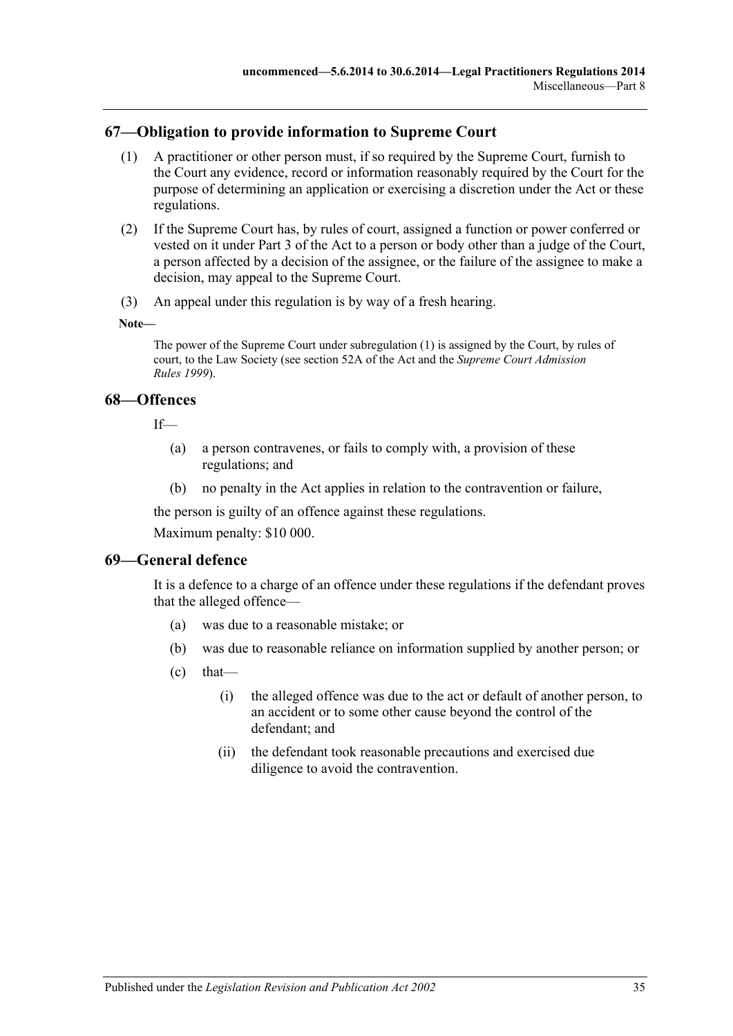## 67—Obligation to provide information to Supreme Court

(1) A practitioner or other person must, if so required by the Supreme Court, furnish to the Court any evidence, record or information reasonably required by the Court for the purpose of determining an application or exercising a discretion under the Act or these regulations.

(2) If the Supreme Court has, by rules of court, assigned a function or power conferred or vested on it under Part 3 of the Act to a person or body other than a judge of the Court, a person affected by a decision of the assignee, or the failure of the assignee to make a decision, may appeal to the Supreme Court.

(3) An appeal under this regulation is by way of a fresh hearing.

**Note—**

The power of the Supreme Court under subregulation (1) is assigned by the Court, by rules of court, to the Law Society (see section 52A of the Act and the *Supreme Court Admission Rules 1999*).

## 68—Offences

If—

(a) a person contravenes, or fails to comply with, a provision of these regulations; and

(b) no penalty in the Act applies in relation to the contravention or failure,

the person is guilty of an offence against these regulations.

Maximum penalty: $10 000.

## 69—General defence

It is a defence to a charge of an offence under these regulations if the defendant proves that the alleged offence—

(a) was due to a reasonable mistake; or

(b) was due to reasonable reliance on information supplied by another person; or

(c) that—

(i) the alleged offence was due to the act or default of another person, to an accident or to some other cause beyond the control of the defendant; and

(ii) the defendant took reasonable precautions and exercised due diligence to avoid the contravention.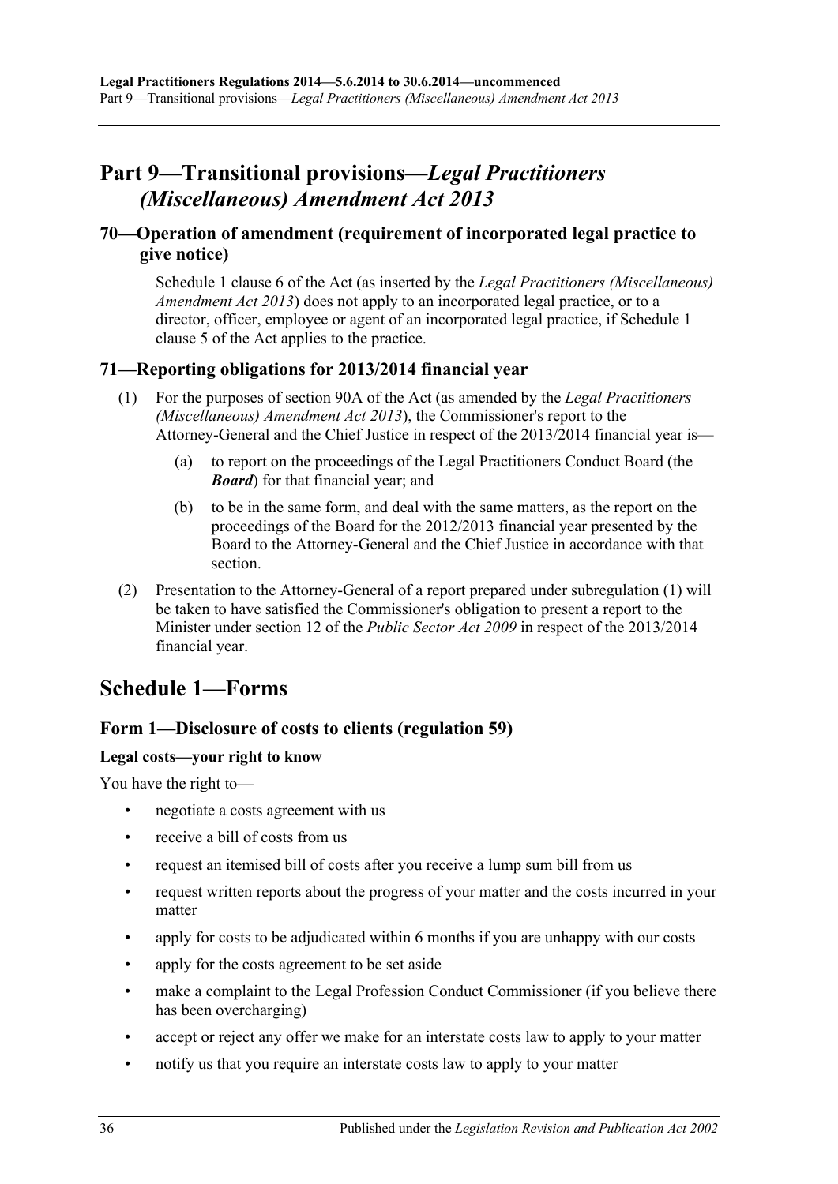# Part 9—Transitional provisions—*Legal Practitioners (Miscellaneous) Amendment Act 2013*

## 70—Operation of amendment (requirement of incorporated legal practice to give notice)

Schedule 1 clause 6 of the Act (as inserted by the *Legal Practitioners (Miscellaneous) Amendment Act 2013*) does not apply to an incorporated legal practice, or to a director, officer, employee or agent of an incorporated legal practice, if Schedule 1 clause 5 of the Act applies to the practice.

## 71—Reporting obligations for 2013/2014 financial year

(1) For the purposes of section 90A of the Act (as amended by the *Legal Practitioners (Miscellaneous) Amendment Act 2013*), the Commissioner's report to the Attorney-General and the Chief Justice in respect of the 2013/2014 financial year is—

(a) to report on the proceedings of the Legal Practitioners Conduct Board (the ***Board***) for that financial year; and

(b) to be in the same form, and deal with the same matters, as the report on the proceedings of the Board for the 2012/2013 financial year presented by the Board to the Attorney-General and the Chief Justice in accordance with that section.

(2) Presentation to the Attorney-General of a report prepared under subregulation (1) will be taken to have satisfied the Commissioner's obligation to present a report to the Minister under section 12 of the *Public Sector Act 2009* in respect of the 2013/2014 financial year.

# Schedule 1—Forms

## Form 1—Disclosure of costs to clients (regulation 59)

### Legal costs—your right to know

You have the right to—

- negotiate a costs agreement with us
- receive a bill of costs from us
- request an itemised bill of costs after you receive a lump sum bill from us
- request written reports about the progress of your matter and the costs incurred in your matter
- apply for costs to be adjudicated within 6 months if you are unhappy with our costs
- apply for the costs agreement to be set aside
- make a complaint to the Legal Profession Conduct Commissioner (if you believe there has been overcharging)
- accept or reject any offer we make for an interstate costs law to apply to your matter
- notify us that you require an interstate costs law to apply to your matter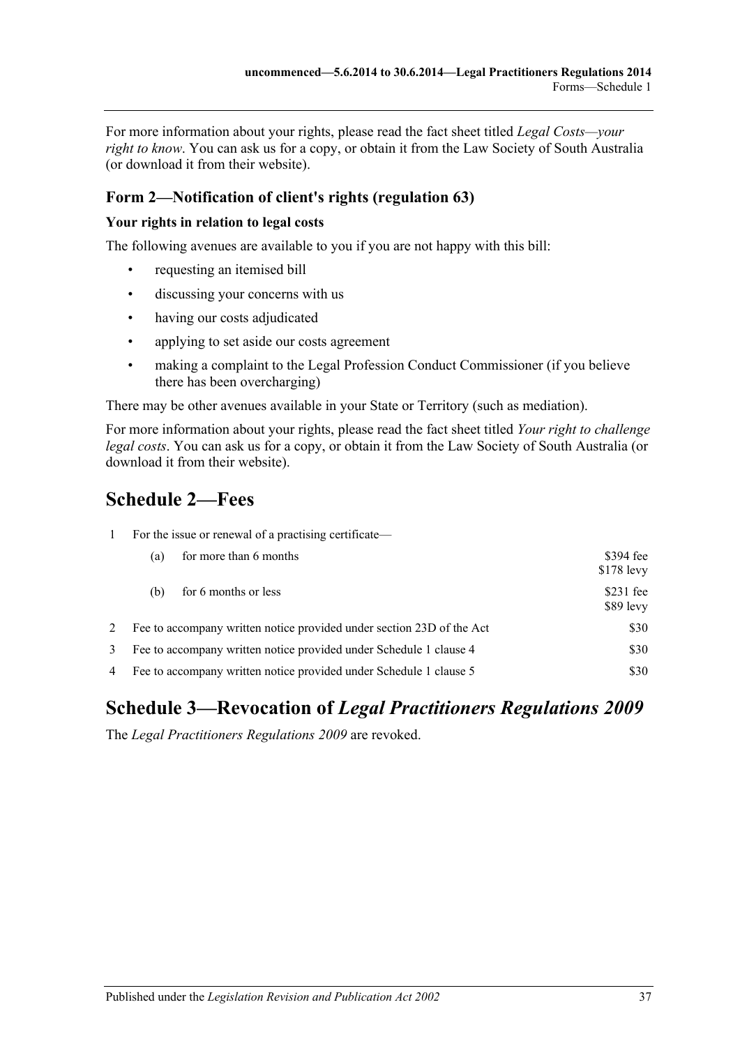For more information about your rights, please read the fact sheet titled *Legal Costs—your right to know*. You can ask us for a copy, or obtain it from the Law Society of South Australia (or download it from their website).

### Form 2—Notification of client's rights (regulation 63)

**Your rights in relation to legal costs**

The following avenues are available to you if you are not happy with this bill:

- requesting an itemised bill
- discussing your concerns with us
- having our costs adjudicated
- applying to set aside our costs agreement
- making a complaint to the Legal Profession Conduct Commissioner (if you believe there has been overcharging)

There may be other avenues available in your State or Territory (such as mediation).

For more information about your rights, please read the fact sheet titled *Your right to challenge legal costs*. You can ask us for a copy, or obtain it from the Law Society of South Australia (or download it from their website).

## Schedule 2—Fees

| | | | |
|---|---|---|---|
| 1 | For the issue or renewal of a practising certificate— | | |
| | (a) | for more than 6 months | $394 fee<br>$178 levy |
| | (b) | for 6 months or less | $231 fee<br>$89 levy |
| 2 | Fee to accompany written notice provided under section 23D of the Act | | $30 |
| 3 | Fee to accompany written notice provided under Schedule 1 clause 4 | | $30 |
| 4 | Fee to accompany written notice provided under Schedule 1 clause 5 | | $30 |

## Schedule 3—Revocation of *Legal Practitioners Regulations 2009*

The *Legal Practitioners Regulations 2009* are revoked.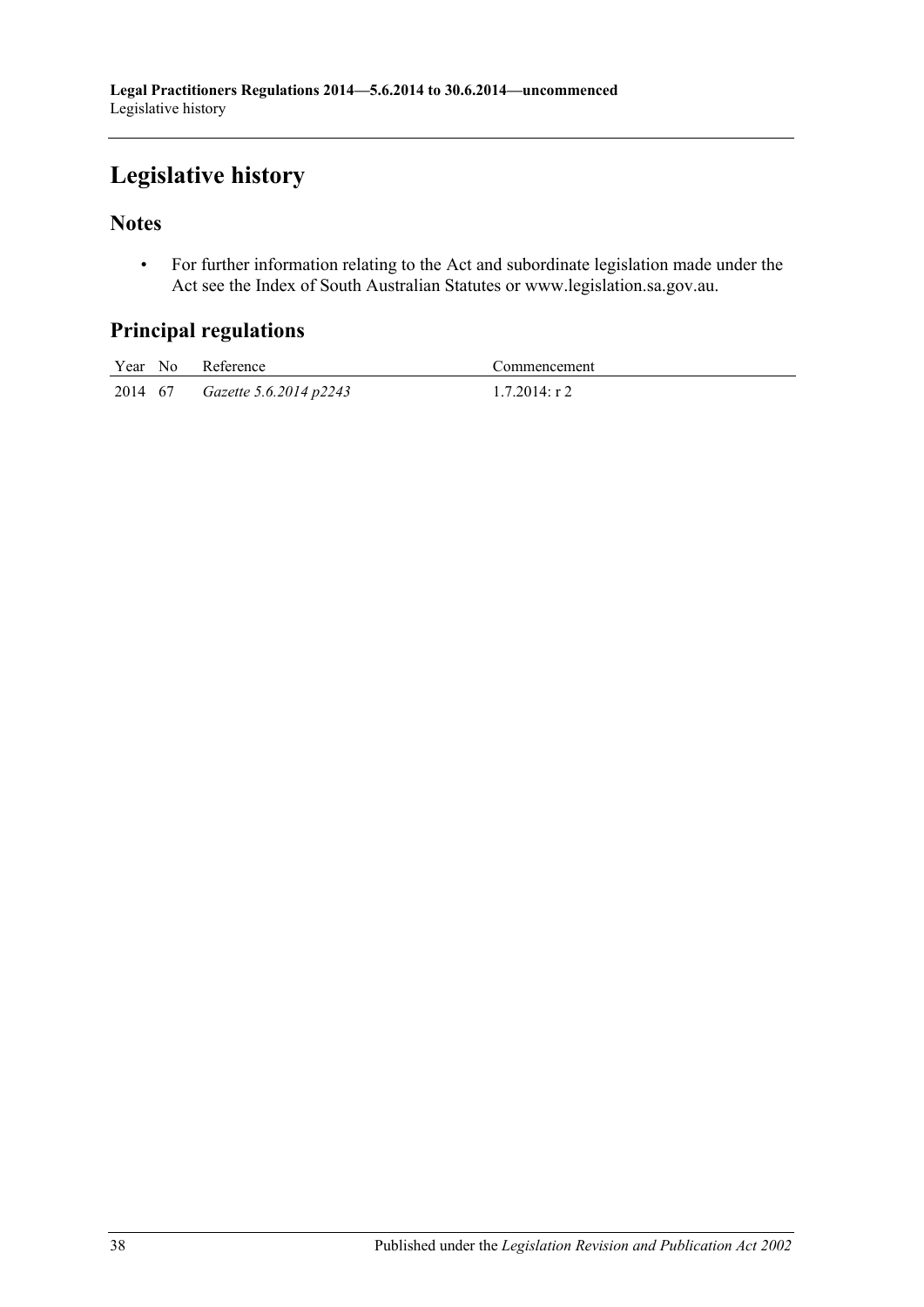# Legislative history

## Notes

- For further information relating to the Act and subordinate legislation made under the Act see the Index of South Australian Statutes or www.legislation.sa.gov.au.

## Principal regulations

| Year | No | Reference | Commencement |
|---|---|---|---|
| 2014 | 67 | *Gazette 5.6.2014 p2243* | 1.7.2014: r 2 |